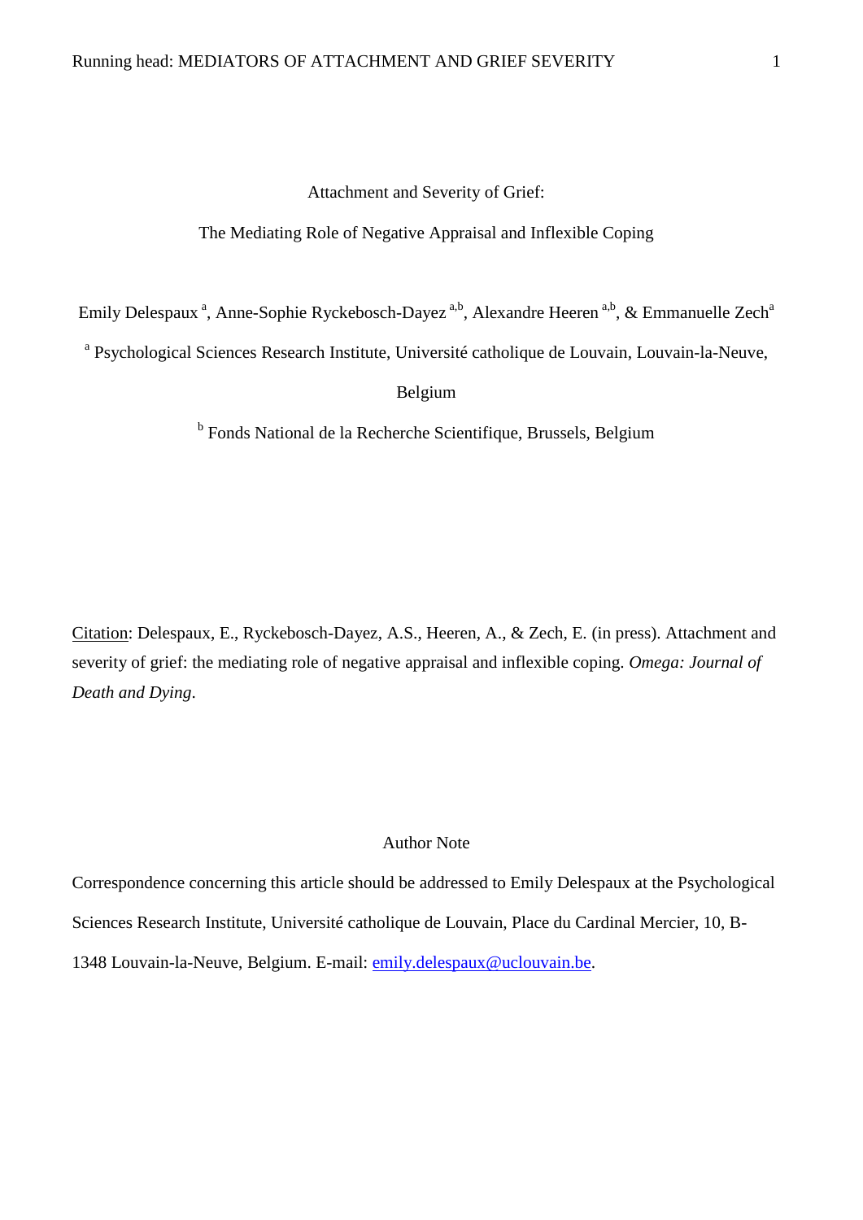# Attachment and Severity of Grief:

## The Mediating Role of Negative Appraisal and Inflexible Coping

Emily Delespaux [a], Anne-Sophie Ryckebosch-Dayez [a,b], Alexandre Heeren [a,b], & Emmanuelle Zech[a]

[a] Psychological Sciences Research Institute, Université catholique de Louvain, Louvain-la-Neuve, Belgium

[b] Fonds National de la Recherche Scientifique, Brussels, Belgium

Citation: Delespaux, E., Ryckebosch-Dayez, A.S., Heeren, A., & Zech, E. (in press). Attachment and severity of grief: the mediating role of negative appraisal and inflexible coping. *Omega: Journal of Death and Dying*.

Author Note

Correspondence concerning this article should be addressed to Emily Delespaux at the Psychological Sciences Research Institute, Université catholique de Louvain, Place du Cardinal Mercier, 10, B-1348 Louvain-la-Neuve, Belgium. E-mail: emily.delespaux@uclouvain.be.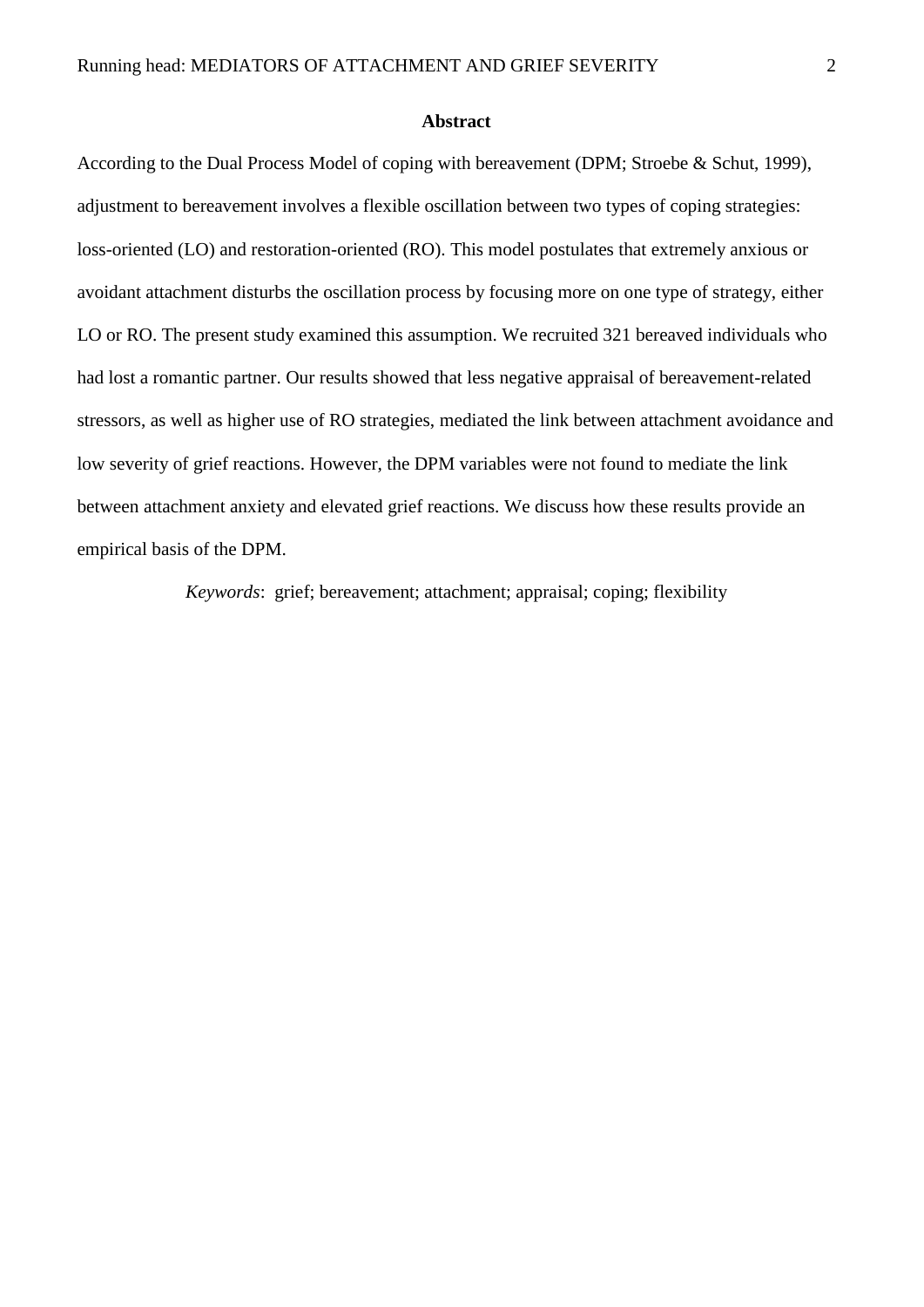## Abstract

According to the Dual Process Model of coping with bereavement (DPM; Stroebe & Schut, 1999), adjustment to bereavement involves a flexible oscillation between two types of coping strategies: loss-oriented (LO) and restoration-oriented (RO). This model postulates that extremely anxious or avoidant attachment disturbs the oscillation process by focusing more on one type of strategy, either LO or RO. The present study examined this assumption. We recruited 321 bereaved individuals who had lost a romantic partner. Our results showed that less negative appraisal of bereavement-related stressors, as well as higher use of RO strategies, mediated the link between attachment avoidance and low severity of grief reactions. However, the DPM variables were not found to mediate the link between attachment anxiety and elevated grief reactions. We discuss how these results provide an empirical basis of the DPM.

*Keywords*: grief; bereavement; attachment; appraisal; coping; flexibility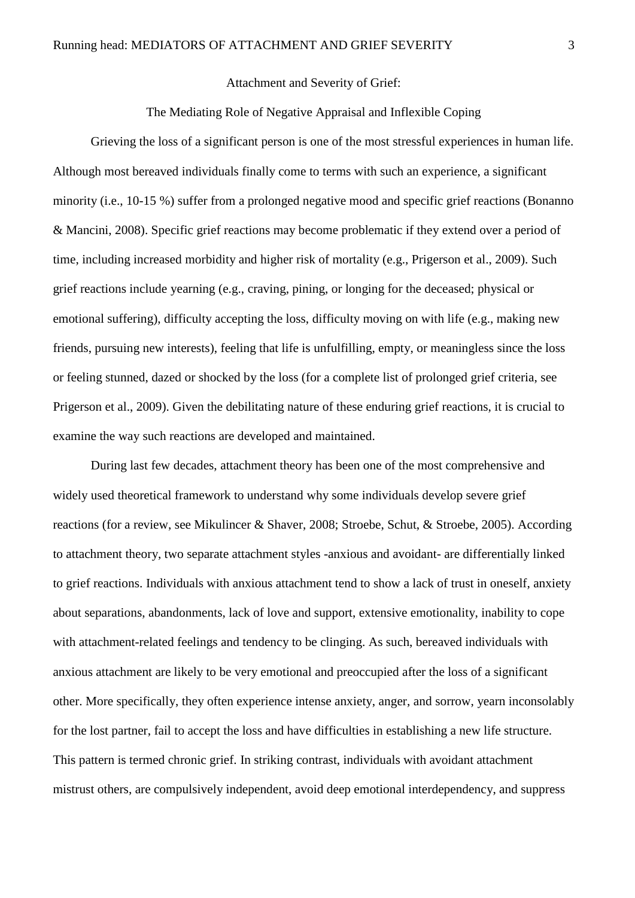# Attachment and Severity of Grief:

## The Mediating Role of Negative Appraisal and Inflexible Coping

Grieving the loss of a significant person is one of the most stressful experiences in human life. Although most bereaved individuals finally come to terms with such an experience, a significant minority (i.e., 10-15 %) suffer from a prolonged negative mood and specific grief reactions (Bonanno & Mancini, 2008). Specific grief reactions may become problematic if they extend over a period of time, including increased morbidity and higher risk of mortality (e.g., Prigerson et al., 2009). Such grief reactions include yearning (e.g., craving, pining, or longing for the deceased; physical or emotional suffering), difficulty accepting the loss, difficulty moving on with life (e.g., making new friends, pursuing new interests), feeling that life is unfulfilling, empty, or meaningless since the loss or feeling stunned, dazed or shocked by the loss (for a complete list of prolonged grief criteria, see Prigerson et al., 2009). Given the debilitating nature of these enduring grief reactions, it is crucial to examine the way such reactions are developed and maintained.

During last few decades, attachment theory has been one of the most comprehensive and widely used theoretical framework to understand why some individuals develop severe grief reactions (for a review, see Mikulincer & Shaver, 2008; Stroebe, Schut, & Stroebe, 2005). According to attachment theory, two separate attachment styles -anxious and avoidant- are differentially linked to grief reactions. Individuals with anxious attachment tend to show a lack of trust in oneself, anxiety about separations, abandonments, lack of love and support, extensive emotionality, inability to cope with attachment-related feelings and tendency to be clinging. As such, bereaved individuals with anxious attachment are likely to be very emotional and preoccupied after the loss of a significant other. More specifically, they often experience intense anxiety, anger, and sorrow, yearn inconsolably for the lost partner, fail to accept the loss and have difficulties in establishing a new life structure. This pattern is termed chronic grief. In striking contrast, individuals with avoidant attachment mistrust others, are compulsively independent, avoid deep emotional interdependency, and suppress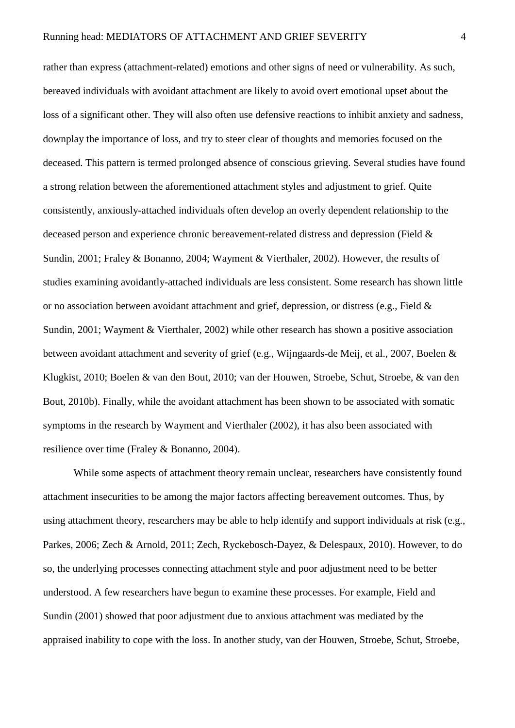rather than express (attachment-related) emotions and other signs of need or vulnerability. As such, bereaved individuals with avoidant attachment are likely to avoid overt emotional upset about the loss of a significant other. They will also often use defensive reactions to inhibit anxiety and sadness, downplay the importance of loss, and try to steer clear of thoughts and memories focused on the deceased. This pattern is termed prolonged absence of conscious grieving. Several studies have found a strong relation between the aforementioned attachment styles and adjustment to grief. Quite consistently, anxiously-attached individuals often develop an overly dependent relationship to the deceased person and experience chronic bereavement-related distress and depression (Field & Sundin, 2001; Fraley & Bonanno, 2004; Wayment & Vierthaler, 2002). However, the results of studies examining avoidantly-attached individuals are less consistent. Some research has shown little or no association between avoidant attachment and grief, depression, or distress (e.g., Field & Sundin, 2001; Wayment & Vierthaler, 2002) while other research has shown a positive association between avoidant attachment and severity of grief (e.g., Wijngaards-de Meij, et al., 2007, Boelen & Klugkist, 2010; Boelen & van den Bout, 2010; van der Houwen, Stroebe, Schut, Stroebe, & van den Bout, 2010b). Finally, while the avoidant attachment has been shown to be associated with somatic symptoms in the research by Wayment and Vierthaler (2002), it has also been associated with resilience over time (Fraley & Bonanno, 2004).

While some aspects of attachment theory remain unclear, researchers have consistently found attachment insecurities to be among the major factors affecting bereavement outcomes. Thus, by using attachment theory, researchers may be able to help identify and support individuals at risk (e.g., Parkes, 2006; Zech & Arnold, 2011; Zech, Ryckebosch-Dayez, & Delespaux, 2010). However, to do so, the underlying processes connecting attachment style and poor adjustment need to be better understood. A few researchers have begun to examine these processes. For example, Field and Sundin (2001) showed that poor adjustment due to anxious attachment was mediated by the appraised inability to cope with the loss. In another study, van der Houwen, Stroebe, Schut, Stroebe,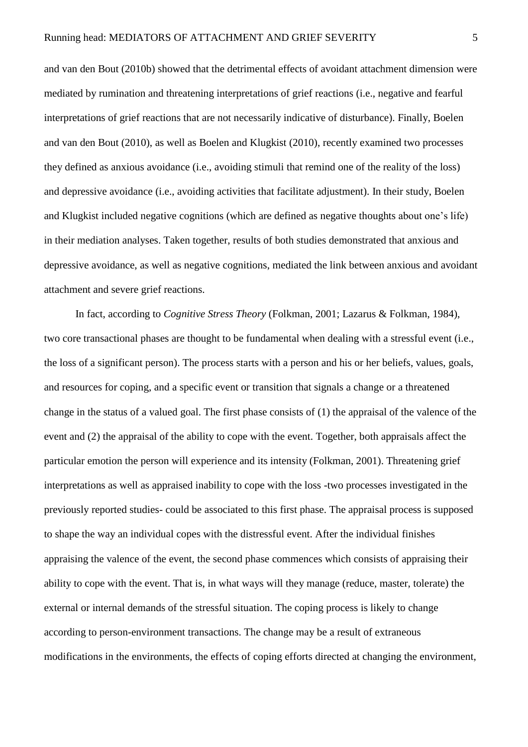and van den Bout (2010b) showed that the detrimental effects of avoidant attachment dimension were mediated by rumination and threatening interpretations of grief reactions (i.e., negative and fearful interpretations of grief reactions that are not necessarily indicative of disturbance). Finally, Boelen and van den Bout (2010), as well as Boelen and Klugkist (2010), recently examined two processes they defined as anxious avoidance (i.e., avoiding stimuli that remind one of the reality of the loss) and depressive avoidance (i.e., avoiding activities that facilitate adjustment). In their study, Boelen and Klugkist included negative cognitions (which are defined as negative thoughts about one's life) in their mediation analyses. Taken together, results of both studies demonstrated that anxious and depressive avoidance, as well as negative cognitions, mediated the link between anxious and avoidant attachment and severe grief reactions.

In fact, according to *Cognitive Stress Theory* (Folkman, 2001; Lazarus & Folkman, 1984), two core transactional phases are thought to be fundamental when dealing with a stressful event (i.e., the loss of a significant person). The process starts with a person and his or her beliefs, values, goals, and resources for coping, and a specific event or transition that signals a change or a threatened change in the status of a valued goal. The first phase consists of (1) the appraisal of the valence of the event and (2) the appraisal of the ability to cope with the event. Together, both appraisals affect the particular emotion the person will experience and its intensity (Folkman, 2001). Threatening grief interpretations as well as appraised inability to cope with the loss -two processes investigated in the previously reported studies- could be associated to this first phase. The appraisal process is supposed to shape the way an individual copes with the distressful event. After the individual finishes appraising the valence of the event, the second phase commences which consists of appraising their ability to cope with the event. That is, in what ways will they manage (reduce, master, tolerate) the external or internal demands of the stressful situation. The coping process is likely to change according to person-environment transactions. The change may be a result of extraneous modifications in the environments, the effects of coping efforts directed at changing the environment,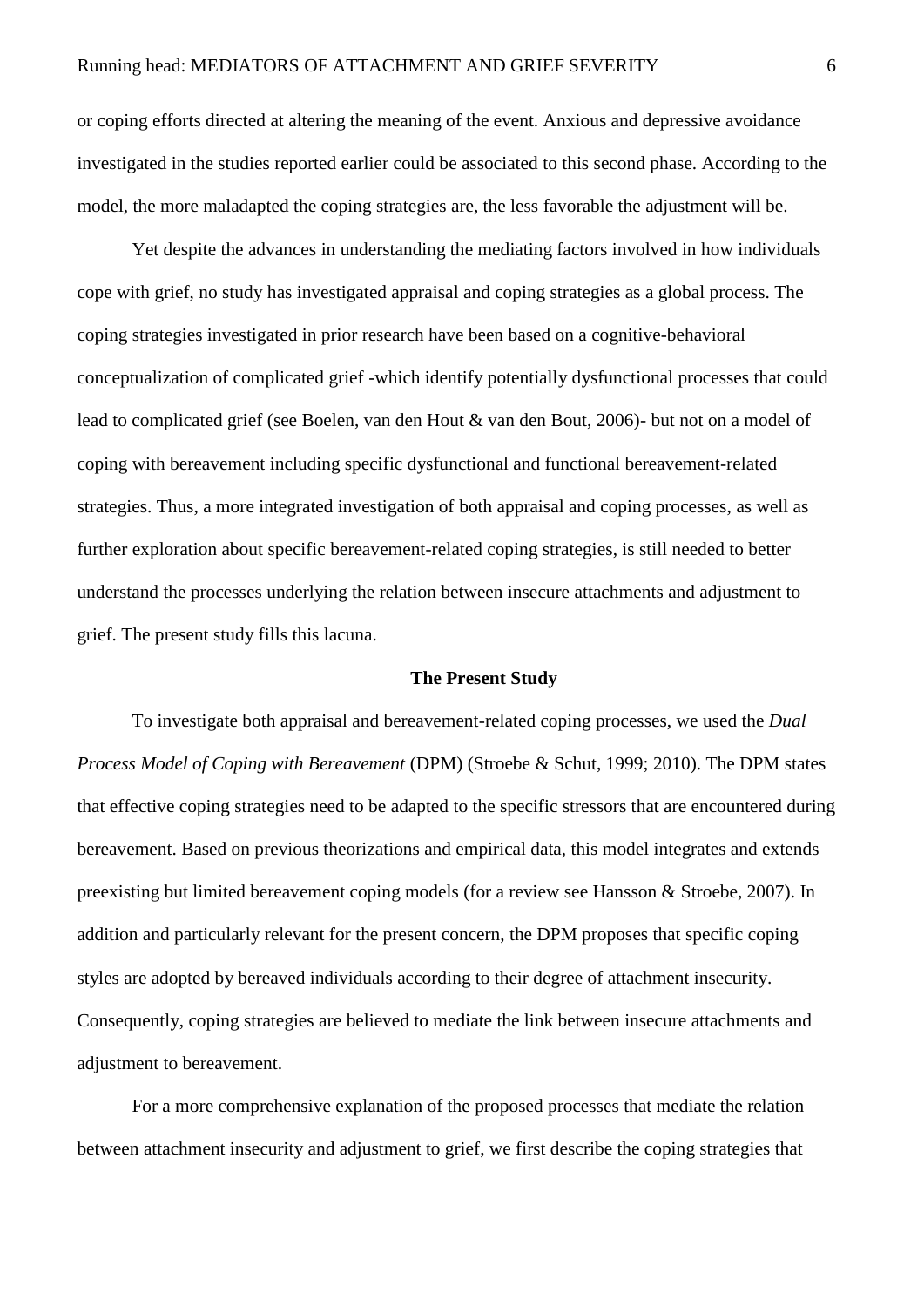or coping efforts directed at altering the meaning of the event. Anxious and depressive avoidance investigated in the studies reported earlier could be associated to this second phase. According to the model, the more maladapted the coping strategies are, the less favorable the adjustment will be.

Yet despite the advances in understanding the mediating factors involved in how individuals cope with grief, no study has investigated appraisal and coping strategies as a global process. The coping strategies investigated in prior research have been based on a cognitive-behavioral conceptualization of complicated grief -which identify potentially dysfunctional processes that could lead to complicated grief (see Boelen, van den Hout & van den Bout, 2006)- but not on a model of coping with bereavement including specific dysfunctional and functional bereavement-related strategies. Thus, a more integrated investigation of both appraisal and coping processes, as well as further exploration about specific bereavement-related coping strategies, is still needed to better understand the processes underlying the relation between insecure attachments and adjustment to grief. The present study fills this lacuna.

## The Present Study

To investigate both appraisal and bereavement-related coping processes, we used the *Dual Process Model of Coping with Bereavement* (DPM) (Stroebe & Schut, 1999; 2010). The DPM states that effective coping strategies need to be adapted to the specific stressors that are encountered during bereavement. Based on previous theorizations and empirical data, this model integrates and extends preexisting but limited bereavement coping models (for a review see Hansson & Stroebe, 2007). In addition and particularly relevant for the present concern, the DPM proposes that specific coping styles are adopted by bereaved individuals according to their degree of attachment insecurity. Consequently, coping strategies are believed to mediate the link between insecure attachments and adjustment to bereavement.

For a more comprehensive explanation of the proposed processes that mediate the relation between attachment insecurity and adjustment to grief, we first describe the coping strategies that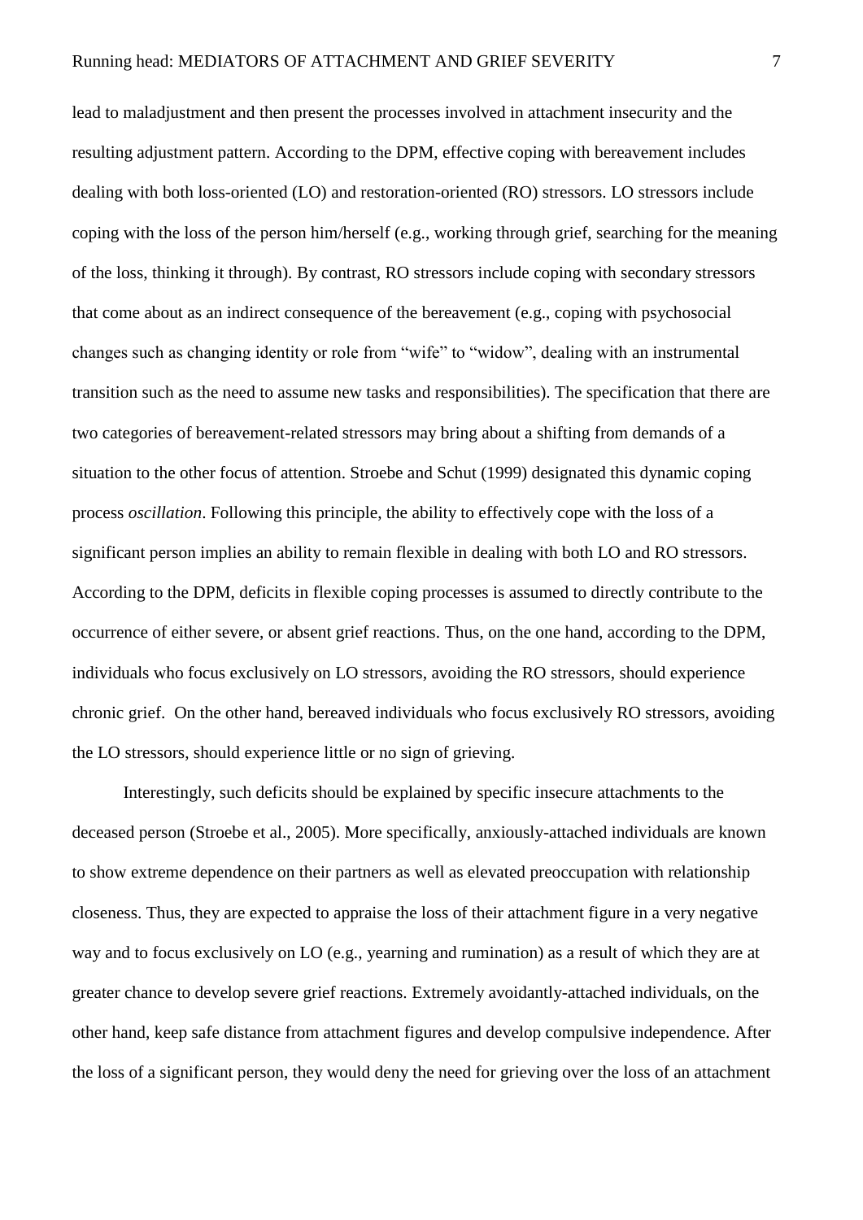lead to maladjustment and then present the processes involved in attachment insecurity and the resulting adjustment pattern. According to the DPM, effective coping with bereavement includes dealing with both loss-oriented (LO) and restoration-oriented (RO) stressors. LO stressors include coping with the loss of the person him/herself (e.g., working through grief, searching for the meaning of the loss, thinking it through). By contrast, RO stressors include coping with secondary stressors that come about as an indirect consequence of the bereavement (e.g., coping with psychosocial changes such as changing identity or role from "wife" to "widow", dealing with an instrumental transition such as the need to assume new tasks and responsibilities). The specification that there are two categories of bereavement-related stressors may bring about a shifting from demands of a situation to the other focus of attention. Stroebe and Schut (1999) designated this dynamic coping process *oscillation*. Following this principle, the ability to effectively cope with the loss of a significant person implies an ability to remain flexible in dealing with both LO and RO stressors. According to the DPM, deficits in flexible coping processes is assumed to directly contribute to the occurrence of either severe, or absent grief reactions. Thus, on the one hand, according to the DPM, individuals who focus exclusively on LO stressors, avoiding the RO stressors, should experience chronic grief. On the other hand, bereaved individuals who focus exclusively RO stressors, avoiding the LO stressors, should experience little or no sign of grieving.

Interestingly, such deficits should be explained by specific insecure attachments to the deceased person (Stroebe et al., 2005). More specifically, anxiously-attached individuals are known to show extreme dependence on their partners as well as elevated preoccupation with relationship closeness. Thus, they are expected to appraise the loss of their attachment figure in a very negative way and to focus exclusively on LO (e.g., yearning and rumination) as a result of which they are at greater chance to develop severe grief reactions. Extremely avoidantly-attached individuals, on the other hand, keep safe distance from attachment figures and develop compulsive independence. After the loss of a significant person, they would deny the need for grieving over the loss of an attachment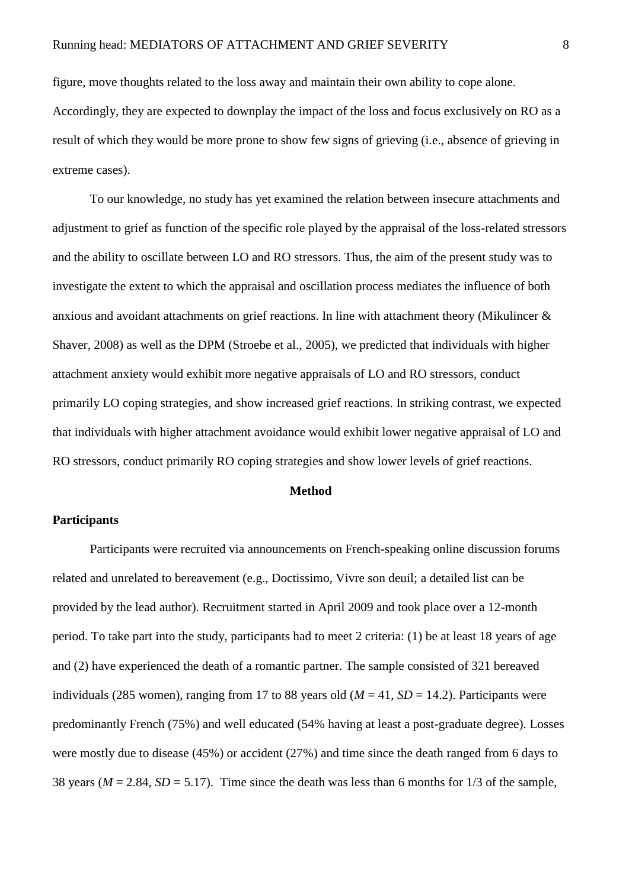figure, move thoughts related to the loss away and maintain their own ability to cope alone. Accordingly, they are expected to downplay the impact of the loss and focus exclusively on RO as a result of which they would be more prone to show few signs of grieving (i.e., absence of grieving in extreme cases).

To our knowledge, no study has yet examined the relation between insecure attachments and adjustment to grief as function of the specific role played by the appraisal of the loss-related stressors and the ability to oscillate between LO and RO stressors. Thus, the aim of the present study was to investigate the extent to which the appraisal and oscillation process mediates the influence of both anxious and avoidant attachments on grief reactions. In line with attachment theory (Mikulincer & Shaver, 2008) as well as the DPM (Stroebe et al., 2005), we predicted that individuals with higher attachment anxiety would exhibit more negative appraisals of LO and RO stressors, conduct primarily LO coping strategies, and show increased grief reactions. In striking contrast, we expected that individuals with higher attachment avoidance would exhibit lower negative appraisal of LO and RO stressors, conduct primarily RO coping strategies and show lower levels of grief reactions.

## Method

### Participants

Participants were recruited via announcements on French-speaking online discussion forums related and unrelated to bereavement (e.g., Doctissimo, Vivre son deuil; a detailed list can be provided by the lead author). Recruitment started in April 2009 and took place over a 12-month period. To take part into the study, participants had to meet 2 criteria: (1) be at least 18 years of age and (2) have experienced the death of a romantic partner. The sample consisted of 321 bereaved individuals (285 women), ranging from 17 to 88 years old ($M$ = 41, $SD$ = 14.2). Participants were predominantly French (75%) and well educated (54% having at least a post-graduate degree). Losses were mostly due to disease (45%) or accident (27%) and time since the death ranged from 6 days to 38 years ($M$ = 2.84, $SD$ = 5.17). Time since the death was less than 6 months for 1/3 of the sample,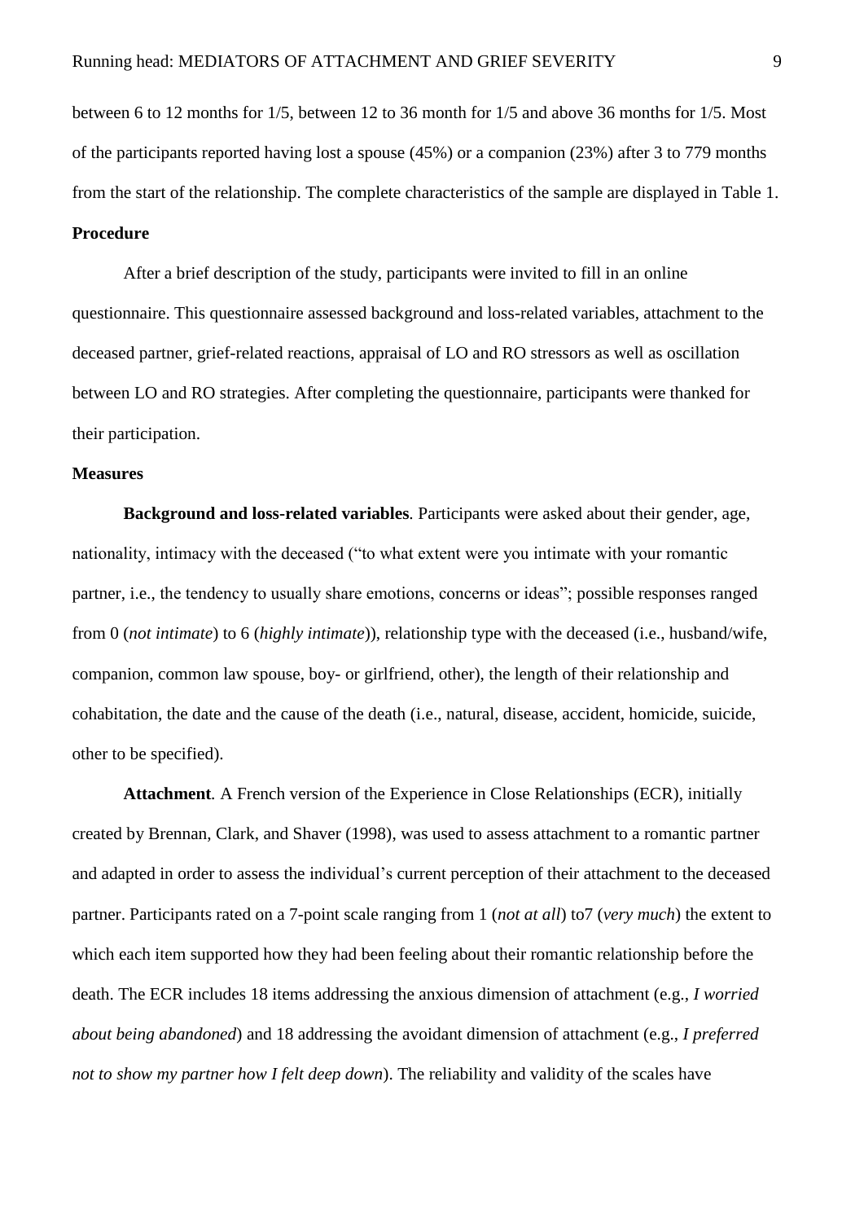between 6 to 12 months for 1/5, between 12 to 36 month for 1/5 and above 36 months for 1/5. Most of the participants reported having lost a spouse (45%) or a companion (23%) after 3 to 779 months from the start of the relationship. The complete characteristics of the sample are displayed in Table 1.

## Procedure

After a brief description of the study, participants were invited to fill in an online questionnaire. This questionnaire assessed background and loss-related variables, attachment to the deceased partner, grief-related reactions, appraisal of LO and RO stressors as well as oscillation between LO and RO strategies. After completing the questionnaire, participants were thanked for their participation.

## Measures

**Background and loss-related variables**. Participants were asked about their gender, age, nationality, intimacy with the deceased ("to what extent were you intimate with your romantic partner, i.e., the tendency to usually share emotions, concerns or ideas"; possible responses ranged from 0 (*not intimate*) to 6 (*highly intimate*)), relationship type with the deceased (i.e., husband/wife, companion, common law spouse, boy- or girlfriend, other), the length of their relationship and cohabitation, the date and the cause of the death (i.e., natural, disease, accident, homicide, suicide, other to be specified).

**Attachment**. A French version of the Experience in Close Relationships (ECR), initially created by Brennan, Clark, and Shaver (1998), was used to assess attachment to a romantic partner and adapted in order to assess the individual's current perception of their attachment to the deceased partner. Participants rated on a 7-point scale ranging from 1 (*not at all*) to7 (*very much*) the extent to which each item supported how they had been feeling about their romantic relationship before the death. The ECR includes 18 items addressing the anxious dimension of attachment (e.g., *I worried about being abandoned*) and 18 addressing the avoidant dimension of attachment (e.g., *I preferred not to show my partner how I felt deep down*). The reliability and validity of the scales have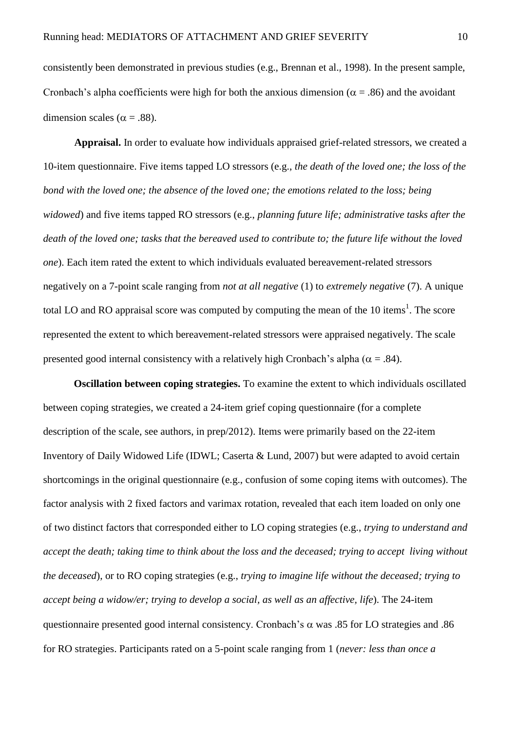consistently been demonstrated in previous studies (e.g., Brennan et al., 1998). In the present sample, Cronbach's alpha coefficients were high for both the anxious dimension ($\alpha = .86$) and the avoidant dimension scales ($\alpha = .88$).

**Appraisal.** In order to evaluate how individuals appraised grief-related stressors, we created a 10-item questionnaire. Five items tapped LO stressors (e.g., *the death of the loved one; the loss of the bond with the loved one; the absence of the loved one; the emotions related to the loss; being widowed*) and five items tapped RO stressors (e.g., *planning future life; administrative tasks after the death of the loved one; tasks that the bereaved used to contribute to; the future life without the loved one*). Each item rated the extent to which individuals evaluated bereavement-related stressors negatively on a 7-point scale ranging from *not at all negative* (1) to *extremely negative* (7). A unique total LO and RO appraisal score was computed by computing the mean of the 10 items[1]. The score represented the extent to which bereavement-related stressors were appraised negatively. The scale presented good internal consistency with a relatively high Cronbach's alpha ($\alpha = .84$).

**Oscillation between coping strategies.** To examine the extent to which individuals oscillated between coping strategies, we created a 24-item grief coping questionnaire (for a complete description of the scale, see authors, in prep/2012). Items were primarily based on the 22-item Inventory of Daily Widowed Life (IDWL; Caserta & Lund, 2007) but were adapted to avoid certain shortcomings in the original questionnaire (e.g., confusion of some coping items with outcomes). The factor analysis with 2 fixed factors and varimax rotation, revealed that each item loaded on only one of two distinct factors that corresponded either to LO coping strategies (e.g., *trying to understand and accept the death; taking time to think about the loss and the deceased; trying to accept living without the deceased*), or to RO coping strategies (e.g., *trying to imagine life without the deceased; trying to accept being a widow/er; trying to develop a social, as well as an affective, life*). The 24-item questionnaire presented good internal consistency. Cronbach's $\alpha$ was .85 for LO strategies and .86 for RO strategies. Participants rated on a 5-point scale ranging from 1 (*never: less than once a*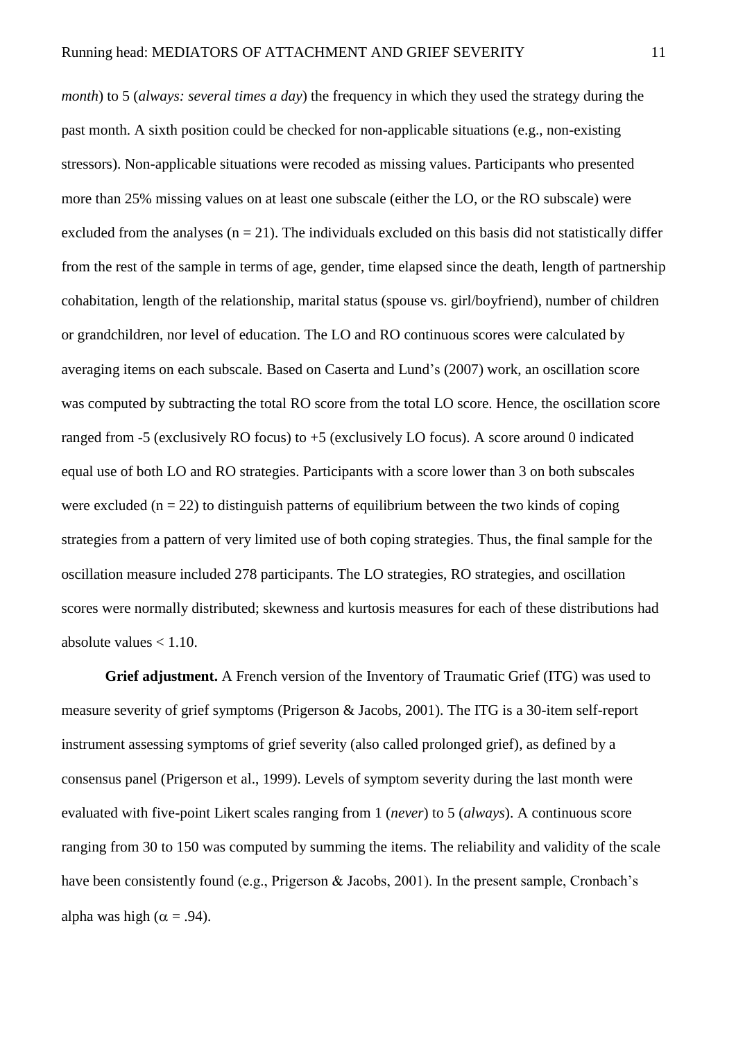*month*) to 5 (*always: several times a day*) the frequency in which they used the strategy during the past month. A sixth position could be checked for non-applicable situations (e.g., non-existing stressors). Non-applicable situations were recoded as missing values. Participants who presented more than 25% missing values on at least one subscale (either the LO, or the RO subscale) were excluded from the analyses ($n = 21$). The individuals excluded on this basis did not statistically differ from the rest of the sample in terms of age, gender, time elapsed since the death, length of partnership cohabitation, length of the relationship, marital status (spouse vs. girl/boyfriend), number of children or grandchildren, nor level of education. The LO and RO continuous scores were calculated by averaging items on each subscale. Based on Caserta and Lund's (2007) work, an oscillation score was computed by subtracting the total RO score from the total LO score. Hence, the oscillation score ranged from -5 (exclusively RO focus) to +5 (exclusively LO focus). A score around 0 indicated equal use of both LO and RO strategies. Participants with a score lower than 3 on both subscales were excluded ($n = 22$) to distinguish patterns of equilibrium between the two kinds of coping strategies from a pattern of very limited use of both coping strategies. Thus, the final sample for the oscillation measure included 278 participants. The LO strategies, RO strategies, and oscillation scores were normally distributed; skewness and kurtosis measures for each of these distributions had absolute values < 1.10.

**Grief adjustment.** A French version of the Inventory of Traumatic Grief (ITG) was used to measure severity of grief symptoms (Prigerson & Jacobs, 2001). The ITG is a 30-item self-report instrument assessing symptoms of grief severity (also called prolonged grief), as defined by a consensus panel (Prigerson et al., 1999). Levels of symptom severity during the last month were evaluated with five-point Likert scales ranging from 1 (*never*) to 5 (*always*). A continuous score ranging from 30 to 150 was computed by summing the items. The reliability and validity of the scale have been consistently found (e.g., Prigerson & Jacobs, 2001). In the present sample, Cronbach's alpha was high ($\alpha = .94$).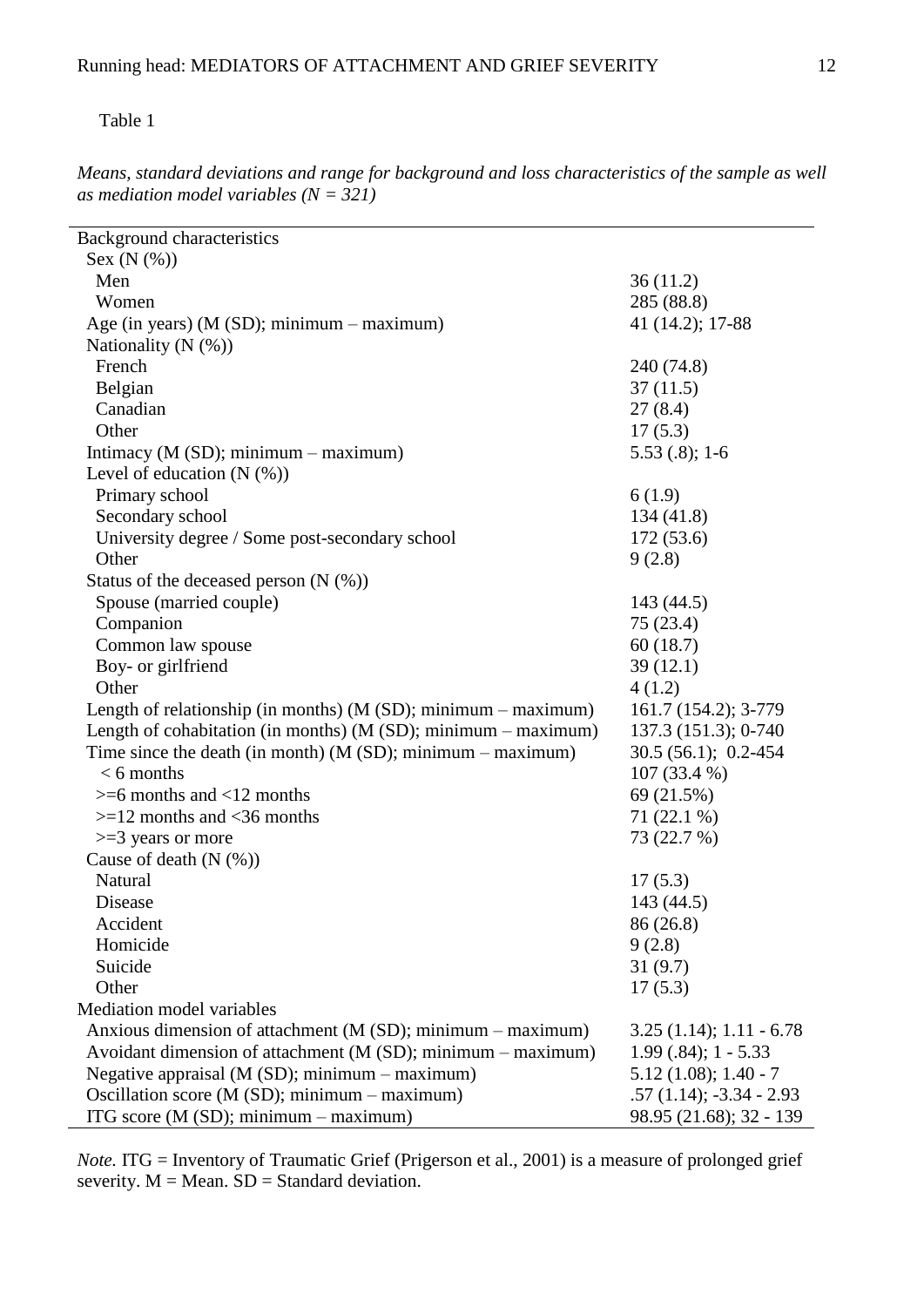Table 1

*Means, standard deviations and range for background and loss characteristics of the sample as well as mediation model variables (N = 321)*

| | |
|---|---|
| Background characteristics | |
| Sex (N (%)) | |
| Men | 36 (11.2) |
| Women | 285 (88.8) |
| Age (in years) (M (SD); minimum – maximum) | 41 (14.2); 17-88 |
| Nationality (N (%)) | |
| French | 240 (74.8) |
| Belgian | 37 (11.5) |
| Canadian | 27 (8.4) |
| Other | 17 (5.3) |
| Intimacy (M (SD); minimum – maximum) | 5.53 (.8); 1-6 |
| Level of education (N (%)) | |
| Primary school | 6 (1.9) |
| Secondary school | 134 (41.8) |
| University degree / Some post-secondary school | 172 (53.6) |
| Other | 9 (2.8) |
| Status of the deceased person (N (%)) | |
| Spouse (married couple) | 143 (44.5) |
| Companion | 75 (23.4) |
| Common law spouse | 60 (18.7) |
| Boy- or girlfriend | 39 (12.1) |
| Other | 4 (1.2) |
| Length of relationship (in months) (M (SD); minimum – maximum) | 161.7 (154.2); 3-779 |
| Length of cohabitation (in months) (M (SD); minimum – maximum) | 137.3 (151.3); 0-740 |
| Time since the death (in month) (M (SD); minimum – maximum) | 30.5 (56.1); 0.2-454 |
| < 6 months | 107 (33.4 %) |
| >=6 months and <12 months | 69 (21.5%) |
| >=12 months and <36 months | 71 (22.1 %) |
| >=3 years or more | 73 (22.7 %) |
| Cause of death (N (%)) | |
| Natural | 17 (5.3) |
| Disease | 143 (44.5) |
| Accident | 86 (26.8) |
| Homicide | 9 (2.8) |
| Suicide | 31 (9.7) |
| Other | 17 (5.3) |
| Mediation model variables | |
| Anxious dimension of attachment (M (SD); minimum – maximum) | 3.25 (1.14); 1.11 - 6.78 |
| Avoidant dimension of attachment (M (SD); minimum – maximum) | 1.99 (.84); 1 - 5.33 |
| Negative appraisal (M (SD); minimum – maximum) | 5.12 (1.08); 1.40 - 7 |
| Oscillation score (M (SD); minimum – maximum) | .57 (1.14); -3.34 - 2.93 |
| ITG score (M (SD); minimum – maximum) | 98.95 (21.68); 32 - 139 |

*Note.* ITG = Inventory of Traumatic Grief (Prigerson et al., 2001) is a measure of prolonged grief severity. M = Mean. SD = Standard deviation.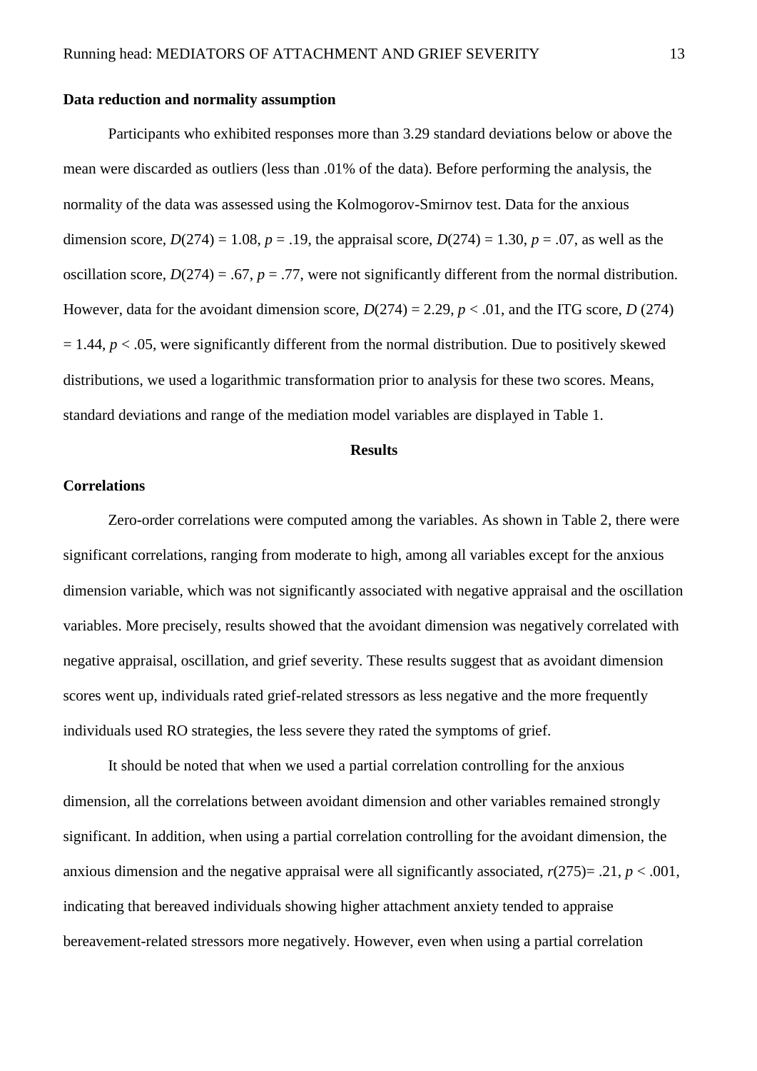**Data reduction and normality assumption**

Participants who exhibited responses more than 3.29 standard deviations below or above the mean were discarded as outliers (less than .01% of the data). Before performing the analysis, the normality of the data was assessed using the Kolmogorov-Smirnov test. Data for the anxious dimension score, $D(274) = 1.08$, $p = .19$, the appraisal score, $D(274) = 1.30$, $p = .07$, as well as the oscillation score, $D(274) = .67$, $p = .77$, were not significantly different from the normal distribution. However, data for the avoidant dimension score, $D(274) = 2.29$, $p < .01$, and the ITG score, $D\ (274) = 1.44$, $p < .05$, were significantly different from the normal distribution. Due to positively skewed distributions, we used a logarithmic transformation prior to analysis for these two scores. Means, standard deviations and range of the mediation model variables are displayed in Table 1.

## Results

**Correlations**

Zero-order correlations were computed among the variables. As shown in Table 2, there were significant correlations, ranging from moderate to high, among all variables except for the anxious dimension variable, which was not significantly associated with negative appraisal and the oscillation variables. More precisely, results showed that the avoidant dimension was negatively correlated with negative appraisal, oscillation, and grief severity. These results suggest that as avoidant dimension scores went up, individuals rated grief-related stressors as less negative and the more frequently individuals used RO strategies, the less severe they rated the symptoms of grief.

It should be noted that when we used a partial correlation controlling for the anxious dimension, all the correlations between avoidant dimension and other variables remained strongly significant. In addition, when using a partial correlation controlling for the avoidant dimension, the anxious dimension and the negative appraisal were all significantly associated, $r(275) = .21$, $p < .001$, indicating that bereaved individuals showing higher attachment anxiety tended to appraise bereavement-related stressors more negatively. However, even when using a partial correlation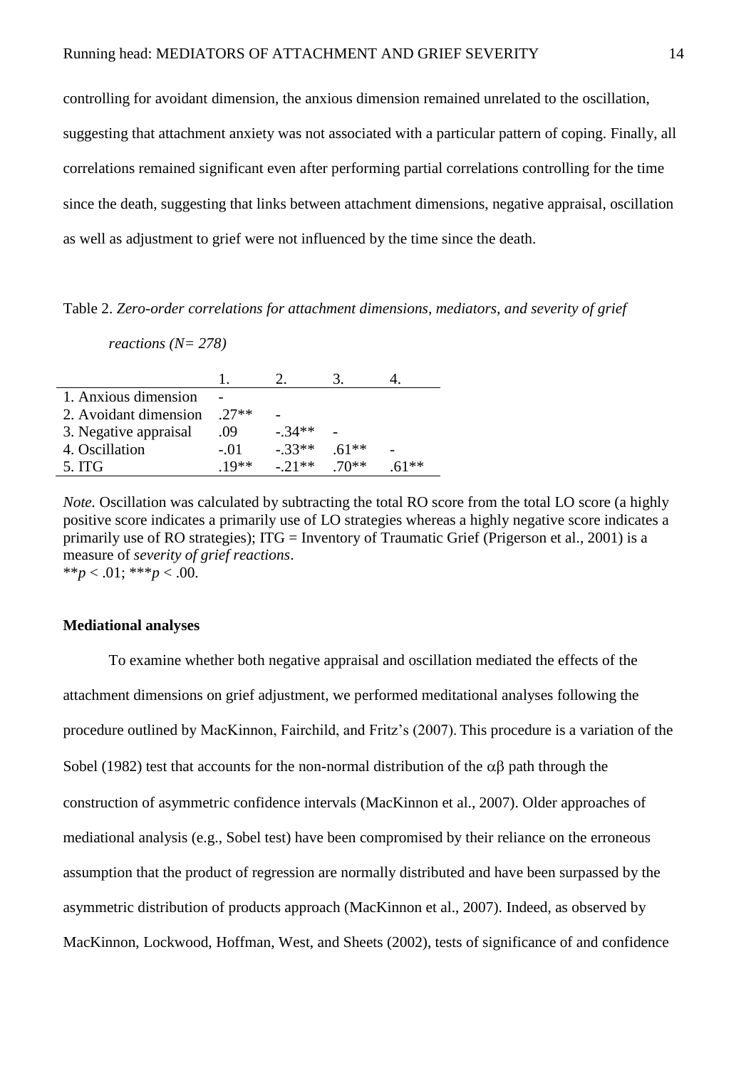controlling for avoidant dimension, the anxious dimension remained unrelated to the oscillation, suggesting that attachment anxiety was not associated with a particular pattern of coping. Finally, all correlations remained significant even after performing partial correlations controlling for the time since the death, suggesting that links between attachment dimensions, negative appraisal, oscillation as well as adjustment to grief were not influenced by the time since the death.

Table 2. *Zero-order correlations for attachment dimensions, mediators, and severity of grief reactions (N= 278)*

| | 1. | 2. | 3. | 4. |
|---|---|---|---|---|
| 1. Anxious dimension | - | | | |
| 2. Avoidant dimension | .27** | - | | |
| 3. Negative appraisal | .09 | -.34** | - | |
| 4. Oscillation | -.01 | -.33** | .61** | - |
| 5. ITG | .19** | -.21** | .70** | .61** |

*Note.* Oscillation was calculated by subtracting the total RO score from the total LO score (a highly positive score indicates a primarily use of LO strategies whereas a highly negative score indicates a primarily use of RO strategies); ITG = Inventory of Traumatic Grief (Prigerson et al., 2001) is a measure of *severity of grief reactions*.
**$p < .01$; ***$p < .00$.

**Mediational analyses**

To examine whether both negative appraisal and oscillation mediated the effects of the attachment dimensions on grief adjustment, we performed meditational analyses following the procedure outlined by MacKinnon, Fairchild, and Fritz's (2007). This procedure is a variation of the Sobel (1982) test that accounts for the non-normal distribution of the $\alpha\beta$ path through the construction of asymmetric confidence intervals (MacKinnon et al., 2007). Older approaches of mediational analysis (e.g., Sobel test) have been compromised by their reliance on the erroneous assumption that the product of regression are normally distributed and have been surpassed by the asymmetric distribution of products approach (MacKinnon et al., 2007). Indeed, as observed by MacKinnon, Lockwood, Hoffman, West, and Sheets (2002), tests of significance of and confidence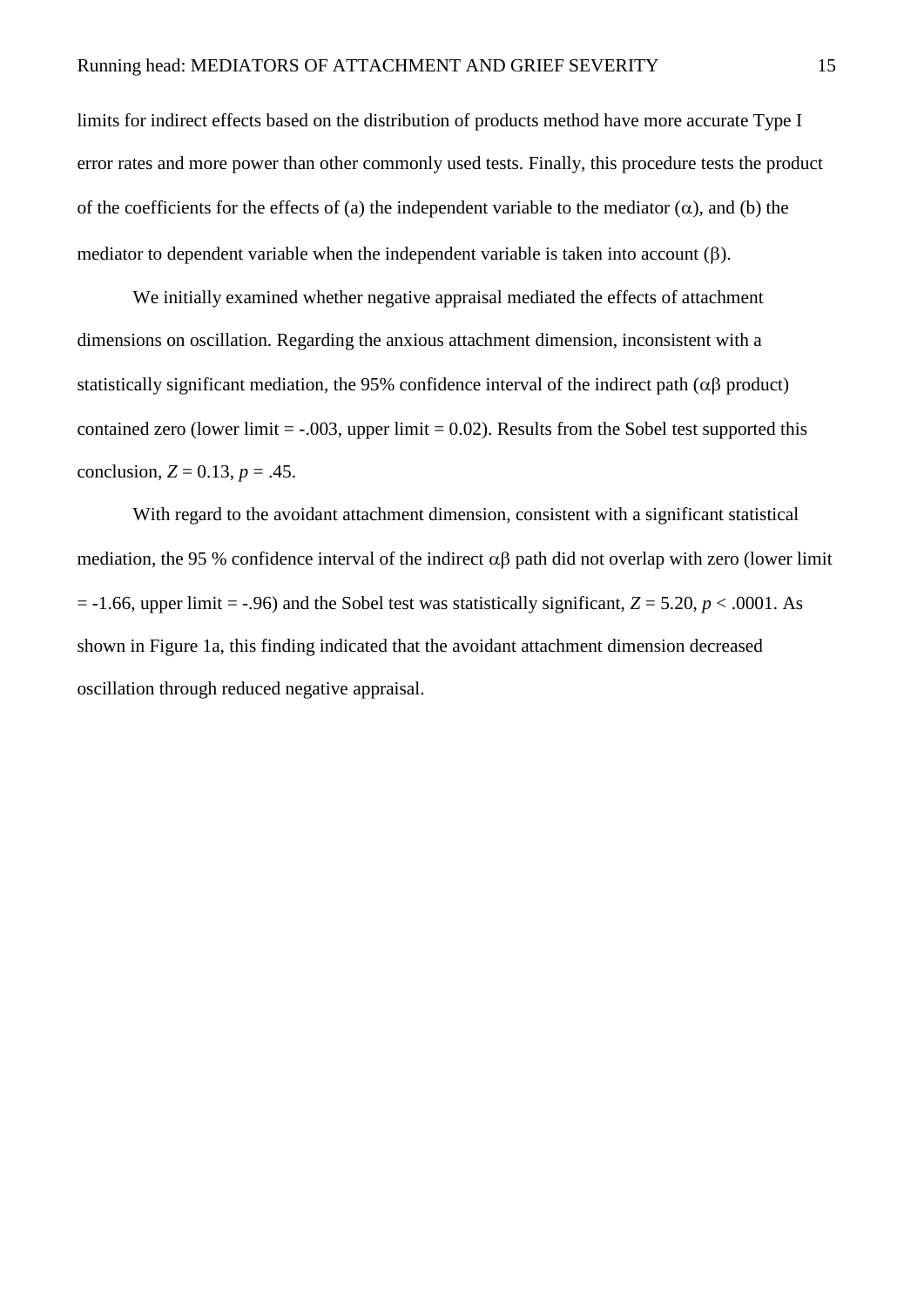limits for indirect effects based on the distribution of products method have more accurate Type I error rates and more power than other commonly used tests. Finally, this procedure tests the product of the coefficients for the effects of (a) the independent variable to the mediator ($\alpha$), and (b) the mediator to dependent variable when the independent variable is taken into account ($\beta$).

We initially examined whether negative appraisal mediated the effects of attachment dimensions on oscillation. Regarding the anxious attachment dimension, inconsistent with a statistically significant mediation, the 95% confidence interval of the indirect path ($\alpha\beta$ product) contained zero (lower limit = -.003, upper limit = 0.02). Results from the Sobel test supported this conclusion, $Z = 0.13$, $p = .45$.

With regard to the avoidant attachment dimension, consistent with a significant statistical mediation, the 95 % confidence interval of the indirect $\alpha\beta$ path did not overlap with zero (lower limit = -1.66, upper limit = -.96) and the Sobel test was statistically significant, $Z = 5.20$, $p < .0001$. As shown in Figure 1a, this finding indicated that the avoidant attachment dimension decreased oscillation through reduced negative appraisal.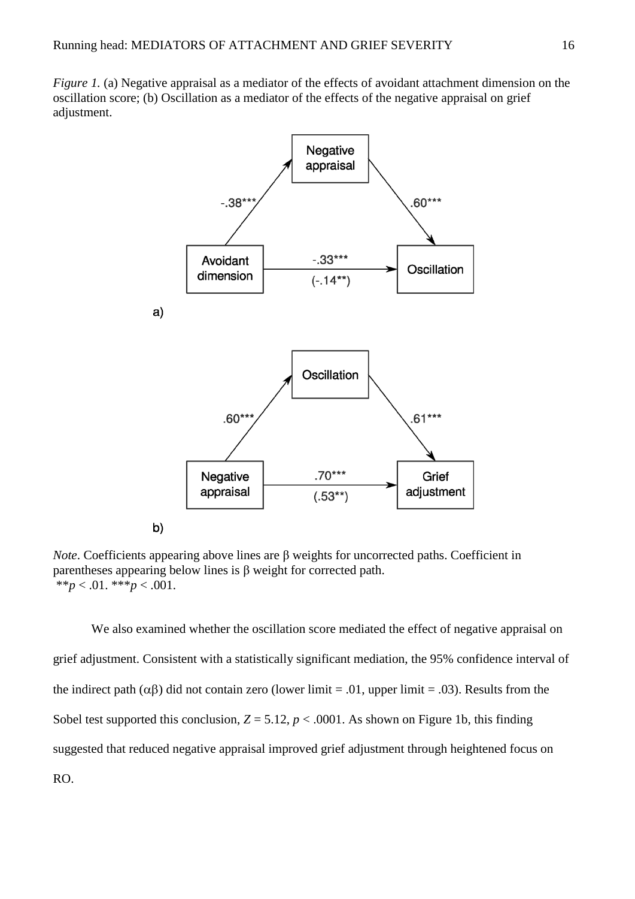*Figure 1.* (a) Negative appraisal as a mediator of the effects of avoidant attachment dimension on the oscillation score; (b) Oscillation as a mediator of the effects of the negative appraisal on grief adjustment.

*Note*. Coefficients appearing above lines are β weights for uncorrected paths. Coefficient in parentheses appearing below lines is β weight for corrected path.
**$p < .01$. ***$p < .001$.

We also examined whether the oscillation score mediated the effect of negative appraisal on grief adjustment. Consistent with a statistically significant mediation, the 95% confidence interval of the indirect path (αβ) did not contain zero (lower limit = .01, upper limit = .03). Results from the Sobel test supported this conclusion, $Z = 5.12$, $p < .0001$. As shown on Figure 1b, this finding suggested that reduced negative appraisal improved grief adjustment through heightened focus on RO.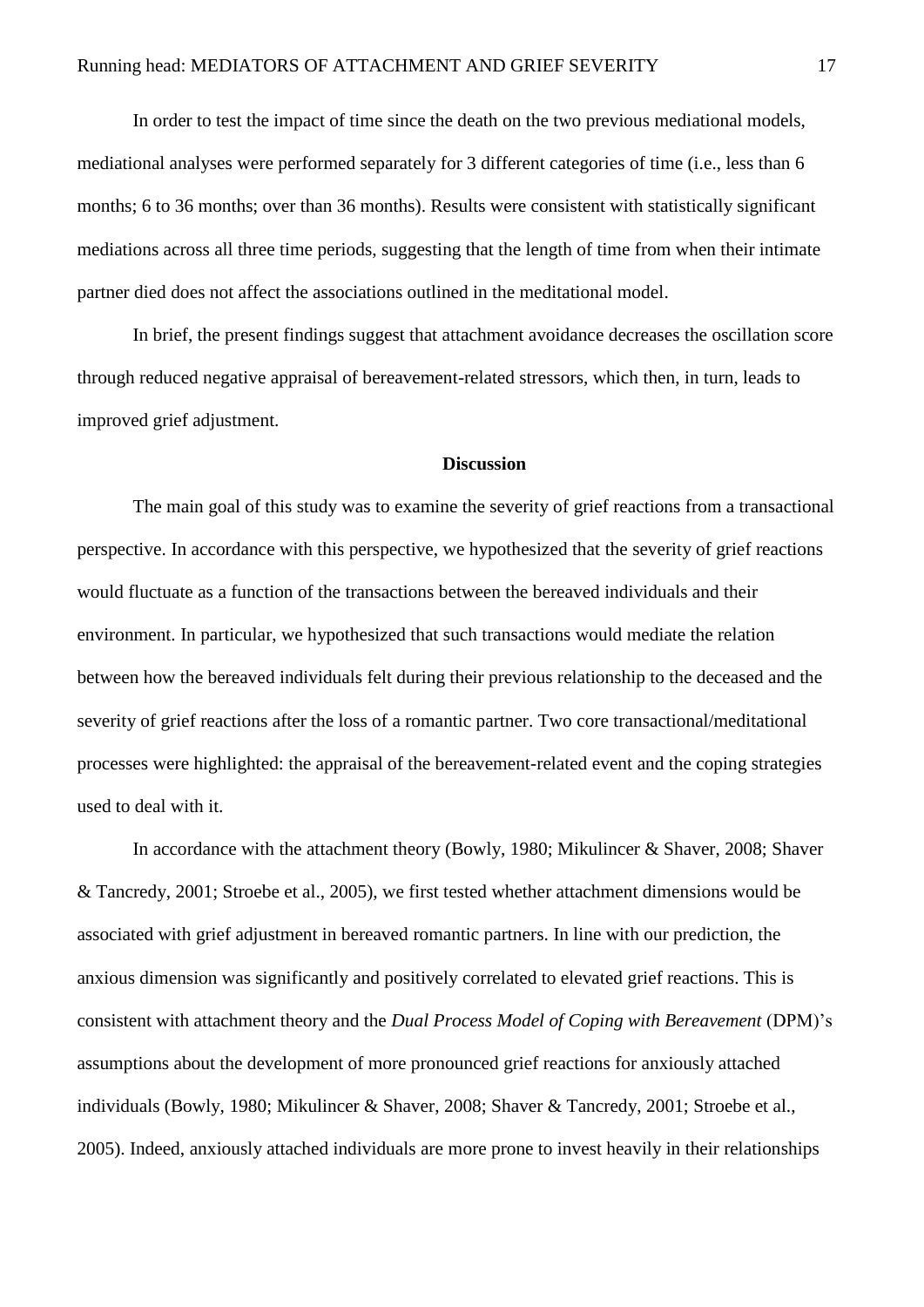In order to test the impact of time since the death on the two previous mediational models, mediational analyses were performed separately for 3 different categories of time (i.e., less than 6 months; 6 to 36 months; over than 36 months). Results were consistent with statistically significant mediations across all three time periods, suggesting that the length of time from when their intimate partner died does not affect the associations outlined in the meditational model.

In brief, the present findings suggest that attachment avoidance decreases the oscillation score through reduced negative appraisal of bereavement-related stressors, which then, in turn, leads to improved grief adjustment.

## Discussion

The main goal of this study was to examine the severity of grief reactions from a transactional perspective. In accordance with this perspective, we hypothesized that the severity of grief reactions would fluctuate as a function of the transactions between the bereaved individuals and their environment. In particular, we hypothesized that such transactions would mediate the relation between how the bereaved individuals felt during their previous relationship to the deceased and the severity of grief reactions after the loss of a romantic partner. Two core transactional/meditational processes were highlighted: the appraisal of the bereavement-related event and the coping strategies used to deal with it.

In accordance with the attachment theory (Bowly, 1980; Mikulincer & Shaver, 2008; Shaver & Tancredy, 2001; Stroebe et al., 2005), we first tested whether attachment dimensions would be associated with grief adjustment in bereaved romantic partners. In line with our prediction, the anxious dimension was significantly and positively correlated to elevated grief reactions. This is consistent with attachment theory and the *Dual Process Model of Coping with Bereavement* (DPM)'s assumptions about the development of more pronounced grief reactions for anxiously attached individuals (Bowly, 1980; Mikulincer & Shaver, 2008; Shaver & Tancredy, 2001; Stroebe et al., 2005). Indeed, anxiously attached individuals are more prone to invest heavily in their relationships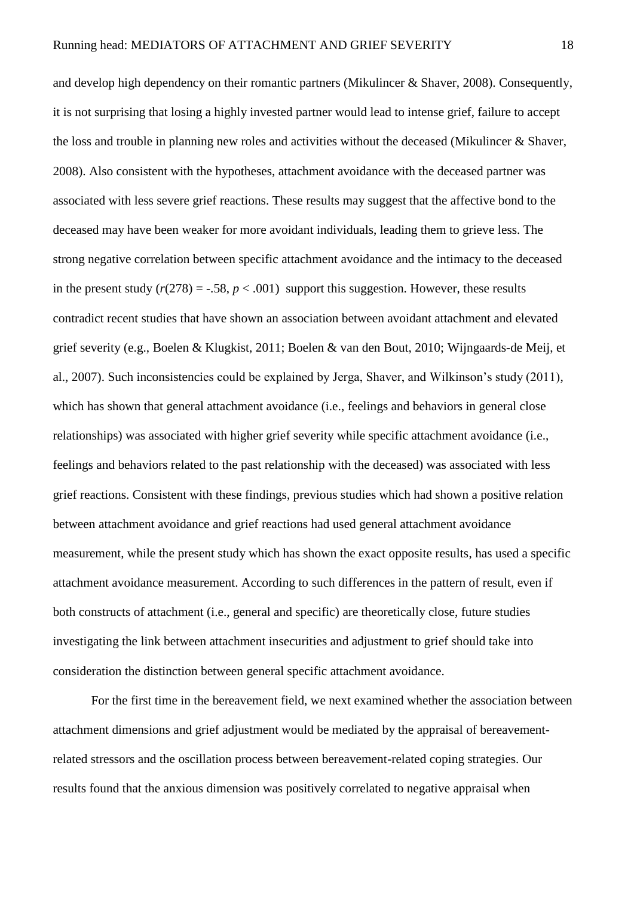and develop high dependency on their romantic partners (Mikulincer & Shaver, 2008). Consequently, it is not surprising that losing a highly invested partner would lead to intense grief, failure to accept the loss and trouble in planning new roles and activities without the deceased (Mikulincer & Shaver, 2008). Also consistent with the hypotheses, attachment avoidance with the deceased partner was associated with less severe grief reactions. These results may suggest that the affective bond to the deceased may have been weaker for more avoidant individuals, leading them to grieve less. The strong negative correlation between specific attachment avoidance and the intimacy to the deceased in the present study ($r(278) = -.58$, $p < .001$) support this suggestion. However, these results contradict recent studies that have shown an association between avoidant attachment and elevated grief severity (e.g., Boelen & Klugkist, 2011; Boelen & van den Bout, 2010; Wijngaards-de Meij, et al., 2007). Such inconsistencies could be explained by Jerga, Shaver, and Wilkinson's study (2011), which has shown that general attachment avoidance (i.e., feelings and behaviors in general close relationships) was associated with higher grief severity while specific attachment avoidance (i.e., feelings and behaviors related to the past relationship with the deceased) was associated with less grief reactions. Consistent with these findings, previous studies which had shown a positive relation between attachment avoidance and grief reactions had used general attachment avoidance measurement, while the present study which has shown the exact opposite results, has used a specific attachment avoidance measurement. According to such differences in the pattern of result, even if both constructs of attachment (i.e., general and specific) are theoretically close, future studies investigating the link between attachment insecurities and adjustment to grief should take into consideration the distinction between general specific attachment avoidance.

For the first time in the bereavement field, we next examined whether the association between attachment dimensions and grief adjustment would be mediated by the appraisal of bereavement-related stressors and the oscillation process between bereavement-related coping strategies. Our results found that the anxious dimension was positively correlated to negative appraisal when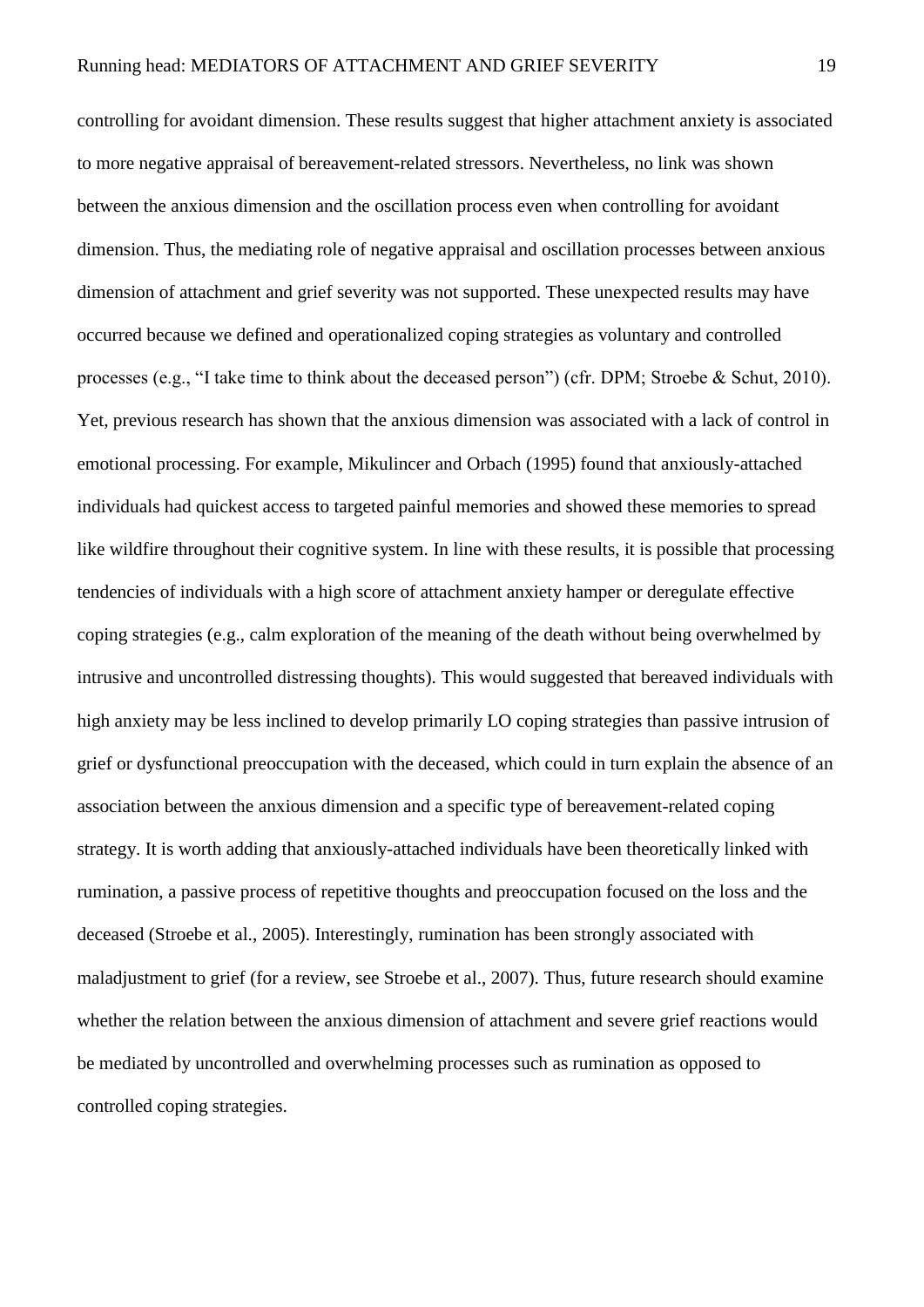controlling for avoidant dimension. These results suggest that higher attachment anxiety is associated to more negative appraisal of bereavement-related stressors. Nevertheless, no link was shown between the anxious dimension and the oscillation process even when controlling for avoidant dimension. Thus, the mediating role of negative appraisal and oscillation processes between anxious dimension of attachment and grief severity was not supported. These unexpected results may have occurred because we defined and operationalized coping strategies as voluntary and controlled processes (e.g., "I take time to think about the deceased person") (cfr. DPM; Stroebe & Schut, 2010). Yet, previous research has shown that the anxious dimension was associated with a lack of control in emotional processing. For example, Mikulincer and Orbach (1995) found that anxiously-attached individuals had quickest access to targeted painful memories and showed these memories to spread like wildfire throughout their cognitive system. In line with these results, it is possible that processing tendencies of individuals with a high score of attachment anxiety hamper or deregulate effective coping strategies (e.g., calm exploration of the meaning of the death without being overwhelmed by intrusive and uncontrolled distressing thoughts). This would suggested that bereaved individuals with high anxiety may be less inclined to develop primarily LO coping strategies than passive intrusion of grief or dysfunctional preoccupation with the deceased, which could in turn explain the absence of an association between the anxious dimension and a specific type of bereavement-related coping strategy. It is worth adding that anxiously-attached individuals have been theoretically linked with rumination, a passive process of repetitive thoughts and preoccupation focused on the loss and the deceased (Stroebe et al., 2005). Interestingly, rumination has been strongly associated with maladjustment to grief (for a review, see Stroebe et al., 2007). Thus, future research should examine whether the relation between the anxious dimension of attachment and severe grief reactions would be mediated by uncontrolled and overwhelming processes such as rumination as opposed to controlled coping strategies.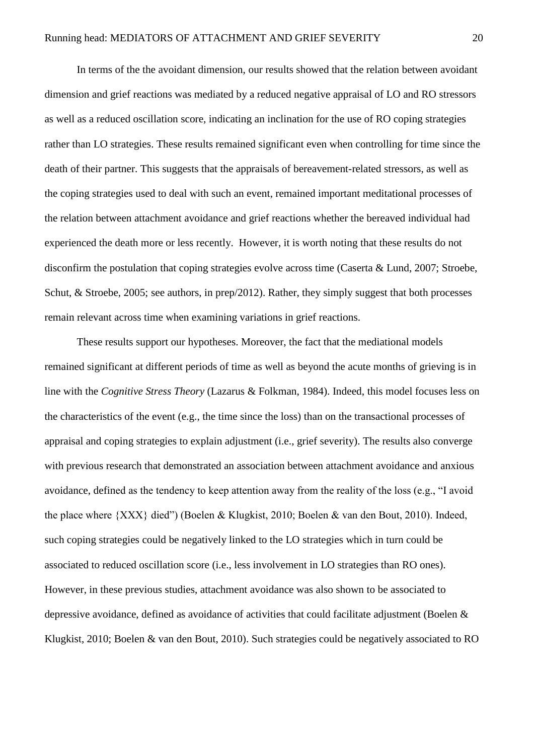In terms of the the avoidant dimension, our results showed that the relation between avoidant dimension and grief reactions was mediated by a reduced negative appraisal of LO and RO stressors as well as a reduced oscillation score, indicating an inclination for the use of RO coping strategies rather than LO strategies. These results remained significant even when controlling for time since the death of their partner. This suggests that the appraisals of bereavement-related stressors, as well as the coping strategies used to deal with such an event, remained important meditational processes of the relation between attachment avoidance and grief reactions whether the bereaved individual had experienced the death more or less recently. However, it is worth noting that these results do not disconfirm the postulation that coping strategies evolve across time (Caserta & Lund, 2007; Stroebe, Schut, & Stroebe, 2005; see authors, in prep/2012). Rather, they simply suggest that both processes remain relevant across time when examining variations in grief reactions.

These results support our hypotheses. Moreover, the fact that the mediational models remained significant at different periods of time as well as beyond the acute months of grieving is in line with the *Cognitive Stress Theory* (Lazarus & Folkman, 1984). Indeed, this model focuses less on the characteristics of the event (e.g., the time since the loss) than on the transactional processes of appraisal and coping strategies to explain adjustment (i.e., grief severity). The results also converge with previous research that demonstrated an association between attachment avoidance and anxious avoidance, defined as the tendency to keep attention away from the reality of the loss (e.g., "I avoid the place where {XXX} died") (Boelen & Klugkist, 2010; Boelen & van den Bout, 2010). Indeed, such coping strategies could be negatively linked to the LO strategies which in turn could be associated to reduced oscillation score (i.e., less involvement in LO strategies than RO ones). However, in these previous studies, attachment avoidance was also shown to be associated to depressive avoidance, defined as avoidance of activities that could facilitate adjustment (Boelen & Klugkist, 2010; Boelen & van den Bout, 2010). Such strategies could be negatively associated to RO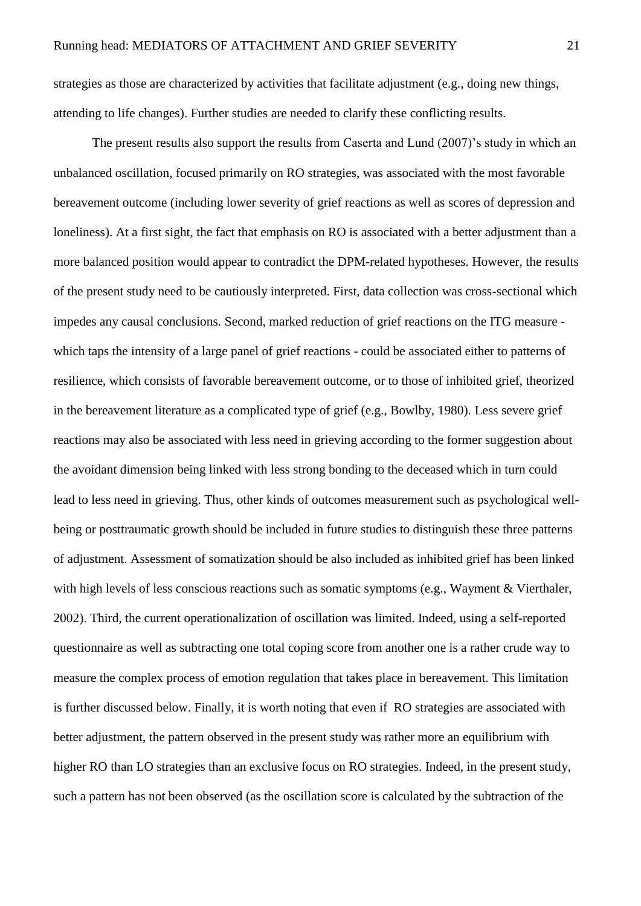strategies as those are characterized by activities that facilitate adjustment (e.g., doing new things, attending to life changes). Further studies are needed to clarify these conflicting results.

The present results also support the results from Caserta and Lund (2007)'s study in which an unbalanced oscillation, focused primarily on RO strategies, was associated with the most favorable bereavement outcome (including lower severity of grief reactions as well as scores of depression and loneliness). At a first sight, the fact that emphasis on RO is associated with a better adjustment than a more balanced position would appear to contradict the DPM-related hypotheses. However, the results of the present study need to be cautiously interpreted. First, data collection was cross-sectional which impedes any causal conclusions. Second, marked reduction of grief reactions on the ITG measure - which taps the intensity of a large panel of grief reactions - could be associated either to patterns of resilience, which consists of favorable bereavement outcome, or to those of inhibited grief, theorized in the bereavement literature as a complicated type of grief (e.g., Bowlby, 1980). Less severe grief reactions may also be associated with less need in grieving according to the former suggestion about the avoidant dimension being linked with less strong bonding to the deceased which in turn could lead to less need in grieving. Thus, other kinds of outcomes measurement such as psychological well-being or posttraumatic growth should be included in future studies to distinguish these three patterns of adjustment. Assessment of somatization should be also included as inhibited grief has been linked with high levels of less conscious reactions such as somatic symptoms (e.g., Wayment & Vierthaler, 2002). Third, the current operationalization of oscillation was limited. Indeed, using a self-reported questionnaire as well as subtracting one total coping score from another one is a rather crude way to measure the complex process of emotion regulation that takes place in bereavement. This limitation is further discussed below. Finally, it is worth noting that even if RO strategies are associated with better adjustment, the pattern observed in the present study was rather more an equilibrium with higher RO than LO strategies than an exclusive focus on RO strategies. Indeed, in the present study, such a pattern has not been observed (as the oscillation score is calculated by the subtraction of the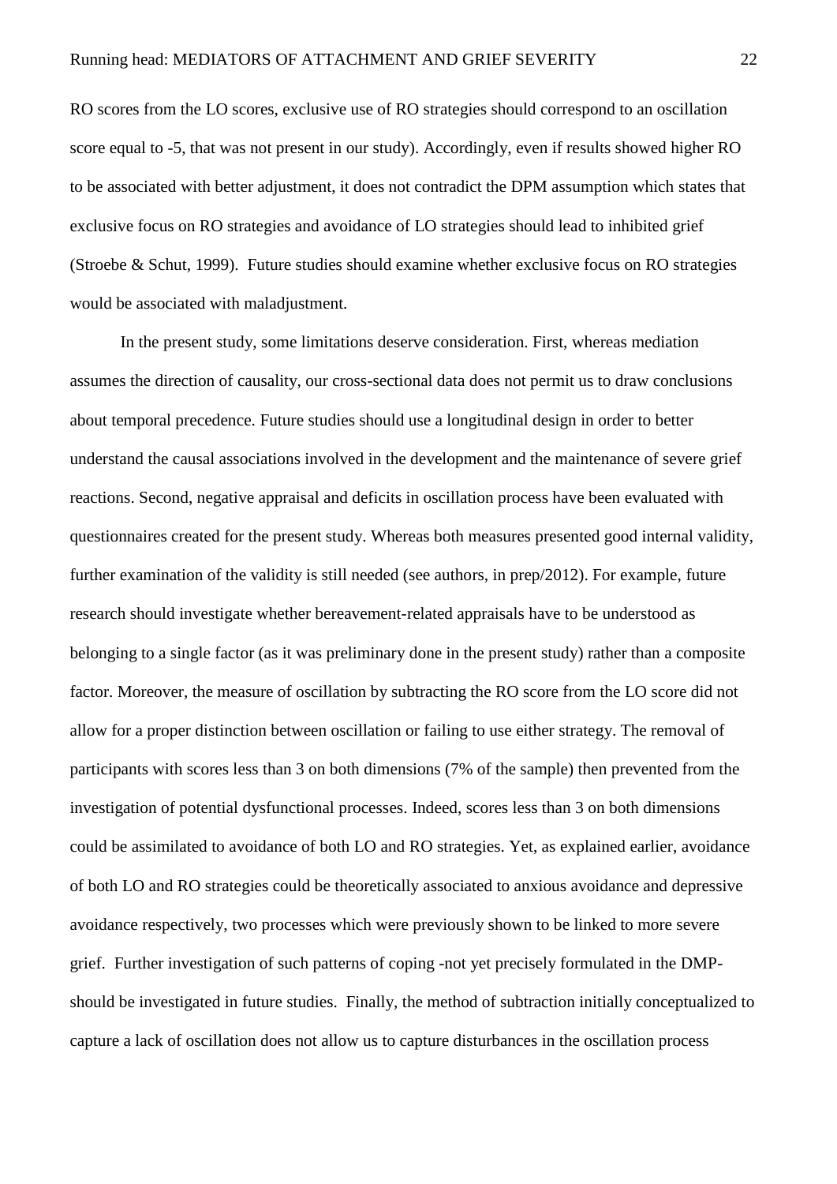RO scores from the LO scores, exclusive use of RO strategies should correspond to an oscillation score equal to -5, that was not present in our study). Accordingly, even if results showed higher RO to be associated with better adjustment, it does not contradict the DPM assumption which states that exclusive focus on RO strategies and avoidance of LO strategies should lead to inhibited grief (Stroebe & Schut, 1999). Future studies should examine whether exclusive focus on RO strategies would be associated with maladjustment.

In the present study, some limitations deserve consideration. First, whereas mediation assumes the direction of causality, our cross-sectional data does not permit us to draw conclusions about temporal precedence. Future studies should use a longitudinal design in order to better understand the causal associations involved in the development and the maintenance of severe grief reactions. Second, negative appraisal and deficits in oscillation process have been evaluated with questionnaires created for the present study. Whereas both measures presented good internal validity, further examination of the validity is still needed (see authors, in prep/2012). For example, future research should investigate whether bereavement-related appraisals have to be understood as belonging to a single factor (as it was preliminary done in the present study) rather than a composite factor. Moreover, the measure of oscillation by subtracting the RO score from the LO score did not allow for a proper distinction between oscillation or failing to use either strategy. The removal of participants with scores less than 3 on both dimensions (7% of the sample) then prevented from the investigation of potential dysfunctional processes. Indeed, scores less than 3 on both dimensions could be assimilated to avoidance of both LO and RO strategies. Yet, as explained earlier, avoidance of both LO and RO strategies could be theoretically associated to anxious avoidance and depressive avoidance respectively, two processes which were previously shown to be linked to more severe grief. Further investigation of such patterns of coping -not yet precisely formulated in the DMP- should be investigated in future studies. Finally, the method of subtraction initially conceptualized to capture a lack of oscillation does not allow us to capture disturbances in the oscillation process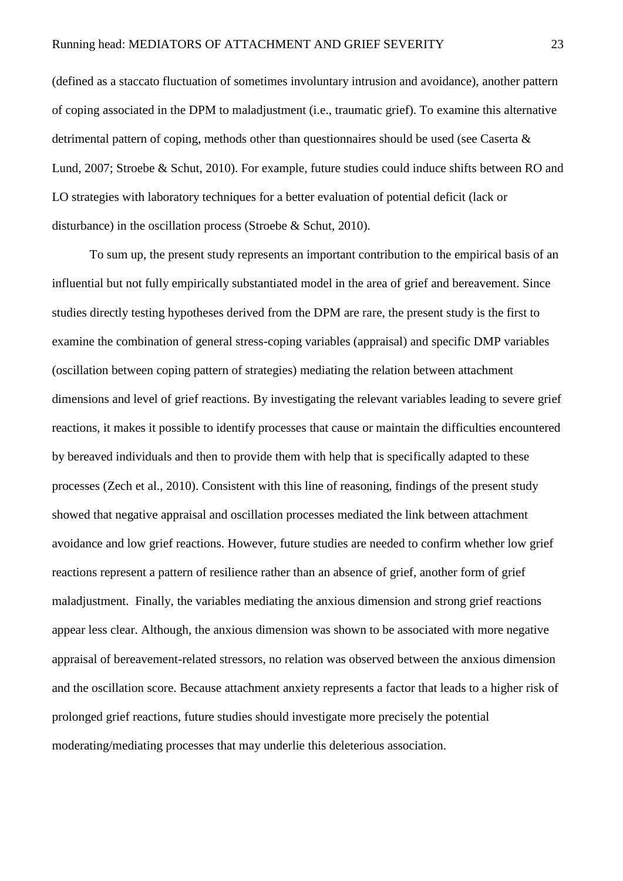(defined as a staccato fluctuation of sometimes involuntary intrusion and avoidance), another pattern of coping associated in the DPM to maladjustment (i.e., traumatic grief). To examine this alternative detrimental pattern of coping, methods other than questionnaires should be used (see Caserta & Lund, 2007; Stroebe & Schut, 2010). For example, future studies could induce shifts between RO and LO strategies with laboratory techniques for a better evaluation of potential deficit (lack or disturbance) in the oscillation process (Stroebe & Schut, 2010).

To sum up, the present study represents an important contribution to the empirical basis of an influential but not fully empirically substantiated model in the area of grief and bereavement. Since studies directly testing hypotheses derived from the DPM are rare, the present study is the first to examine the combination of general stress-coping variables (appraisal) and specific DMP variables (oscillation between coping pattern of strategies) mediating the relation between attachment dimensions and level of grief reactions. By investigating the relevant variables leading to severe grief reactions, it makes it possible to identify processes that cause or maintain the difficulties encountered by bereaved individuals and then to provide them with help that is specifically adapted to these processes (Zech et al., 2010). Consistent with this line of reasoning, findings of the present study showed that negative appraisal and oscillation processes mediated the link between attachment avoidance and low grief reactions. However, future studies are needed to confirm whether low grief reactions represent a pattern of resilience rather than an absence of grief, another form of grief maladjustment. Finally, the variables mediating the anxious dimension and strong grief reactions appear less clear. Although, the anxious dimension was shown to be associated with more negative appraisal of bereavement-related stressors, no relation was observed between the anxious dimension and the oscillation score. Because attachment anxiety represents a factor that leads to a higher risk of prolonged grief reactions, future studies should investigate more precisely the potential moderating/mediating processes that may underlie this deleterious association.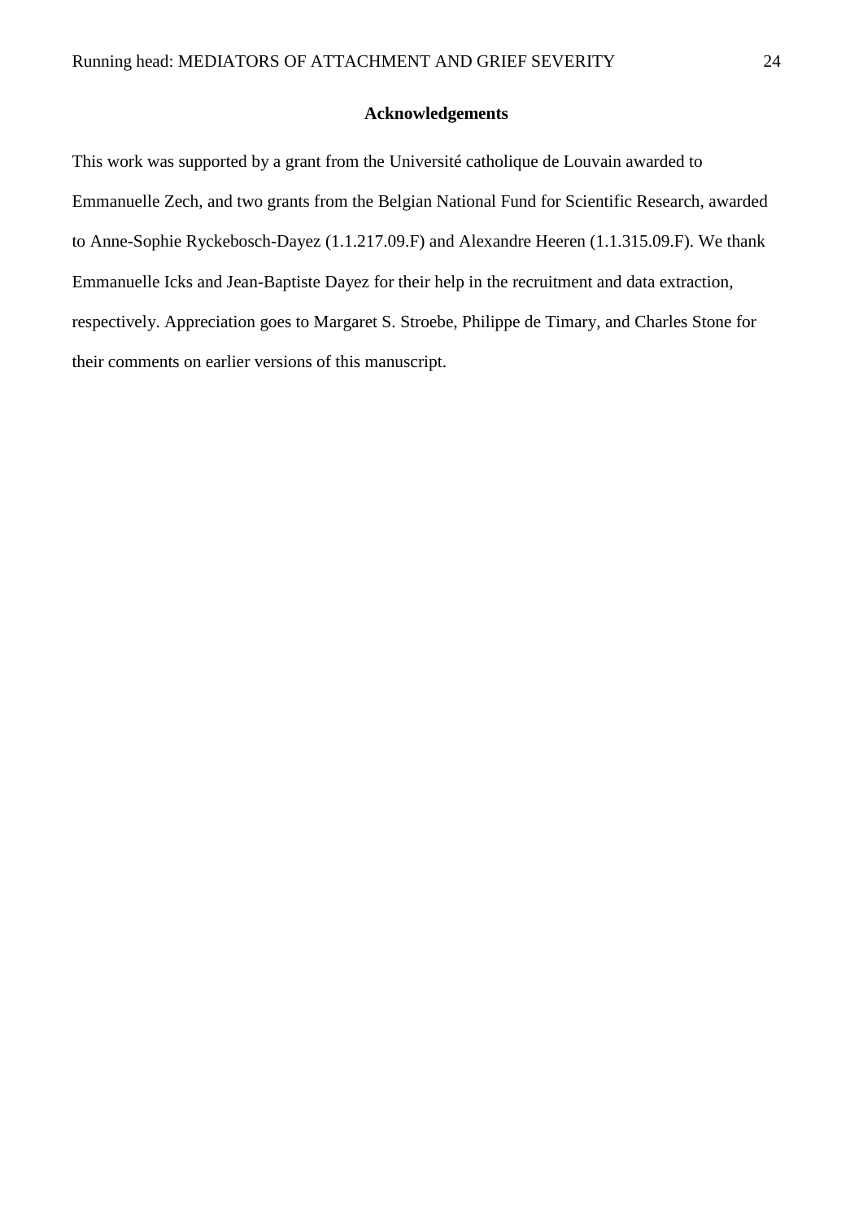## Acknowledgements

This work was supported by a grant from the Université catholique de Louvain awarded to Emmanuelle Zech, and two grants from the Belgian National Fund for Scientific Research, awarded to Anne-Sophie Ryckebosch-Dayez (1.1.217.09.F) and Alexandre Heeren (1.1.315.09.F). We thank Emmanuelle Icks and Jean-Baptiste Dayez for their help in the recruitment and data extraction, respectively. Appreciation goes to Margaret S. Stroebe, Philippe de Timary, and Charles Stone for their comments on earlier versions of this manuscript.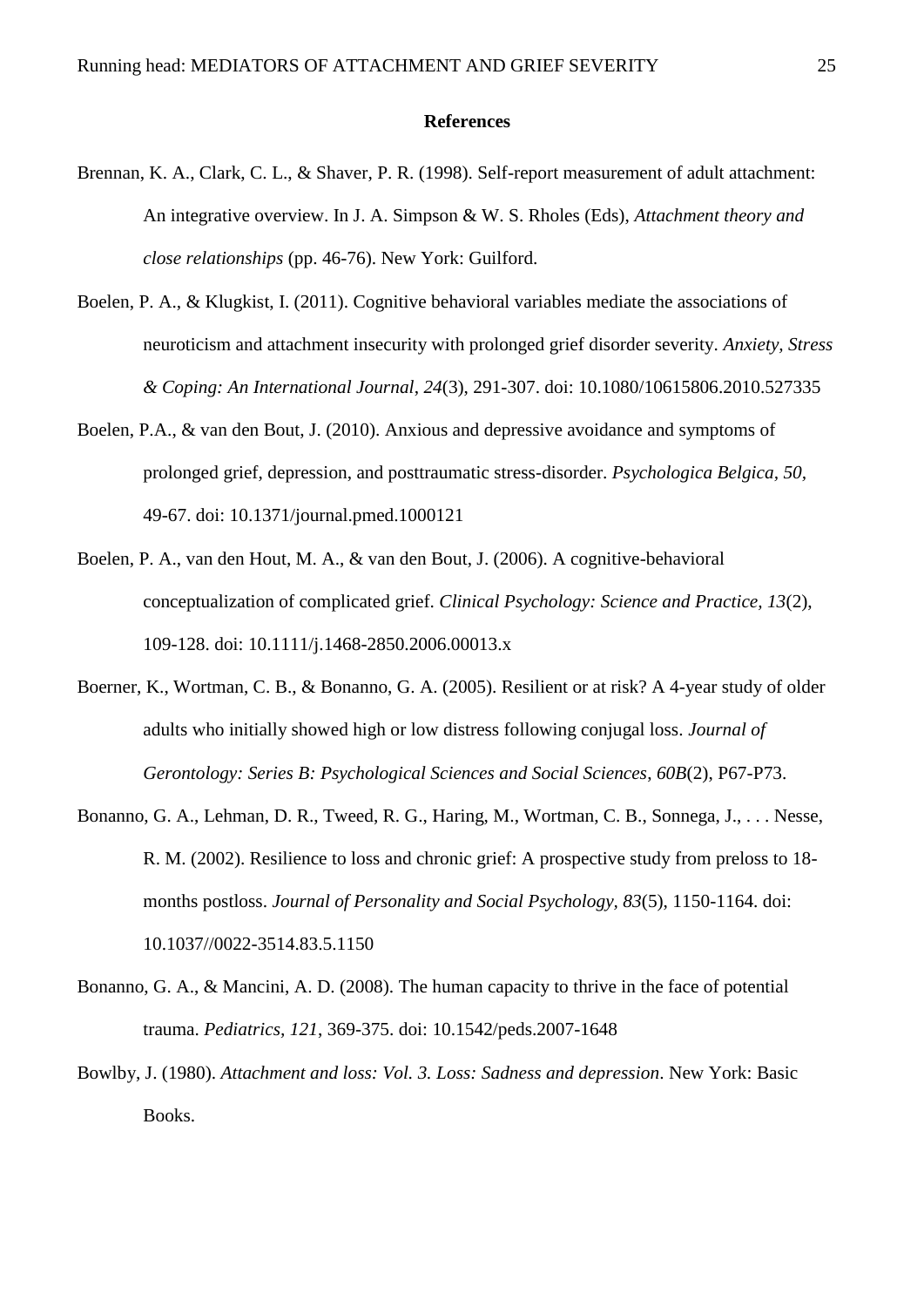**References**

Brennan, K. A., Clark, C. L., & Shaver, P. R. (1998). Self-report measurement of adult attachment: An integrative overview. In J. A. Simpson & W. S. Rholes (Eds), *Attachment theory and close relationships* (pp. 46-76). New York: Guilford.

Boelen, P. A., & Klugkist, I. (2011). Cognitive behavioral variables mediate the associations of neuroticism and attachment insecurity with prolonged grief disorder severity. *Anxiety, Stress & Coping: An International Journal*, *24*(3), 291-307. doi: 10.1080/10615806.2010.527335

Boelen, P.A., & van den Bout, J. (2010). Anxious and depressive avoidance and symptoms of prolonged grief, depression, and posttraumatic stress-disorder. *Psychologica Belgica*, *50*, 49-67. doi: 10.1371/journal.pmed.1000121

Boelen, P. A., van den Hout, M. A., & van den Bout, J. (2006). A cognitive-behavioral conceptualization of complicated grief. *Clinical Psychology: Science and Practice*, *13*(2), 109-128. doi: 10.1111/j.1468-2850.2006.00013.x

Boerner, K., Wortman, C. B., & Bonanno, G. A. (2005). Resilient or at risk? A 4-year study of older adults who initially showed high or low distress following conjugal loss. *Journal of Gerontology: Series B: Psychological Sciences and Social Sciences*, *60B*(2), P67-P73.

Bonanno, G. A., Lehman, D. R., Tweed, R. G., Haring, M., Wortman, C. B., Sonnega, J., . . . Nesse, R. M. (2002). Resilience to loss and chronic grief: A prospective study from preloss to 18-months postloss. *Journal of Personality and Social Psychology*, *83*(5), 1150-1164. doi: 10.1037//0022-3514.83.5.1150

Bonanno, G. A., & Mancini, A. D. (2008). The human capacity to thrive in the face of potential trauma. *Pediatrics*, *121*, 369-375. doi: 10.1542/peds.2007-1648

Bowlby, J. (1980). *Attachment and loss: Vol. 3. Loss: Sadness and depression*. New York: Basic Books.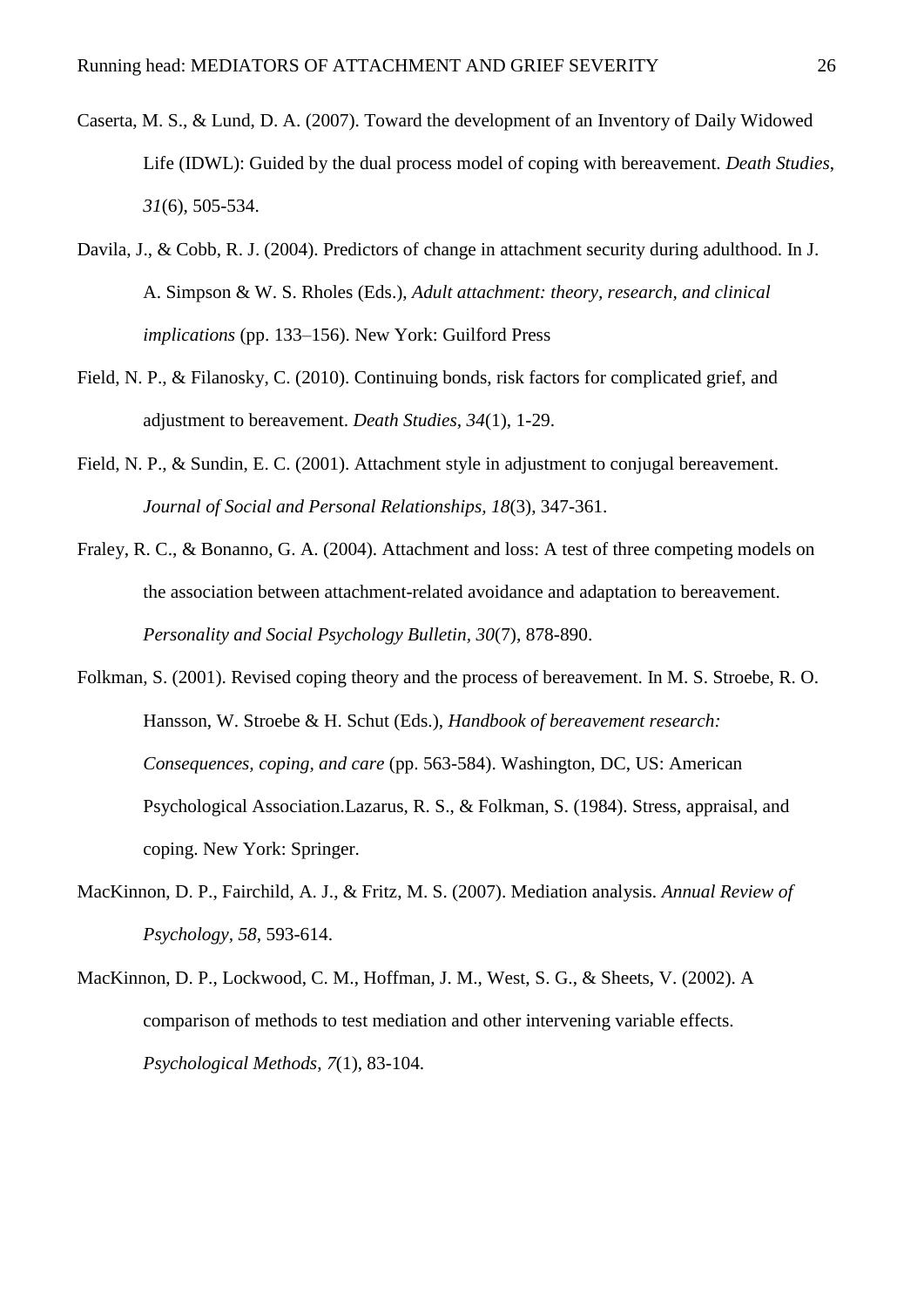Caserta, M. S., & Lund, D. A. (2007). Toward the development of an Inventory of Daily Widowed Life (IDWL): Guided by the dual process model of coping with bereavement. *Death Studies*, *31*(6), 505-534.

Davila, J., & Cobb, R. J. (2004). Predictors of change in attachment security during adulthood. In J. A. Simpson & W. S. Rholes (Eds.), *Adult attachment: theory, research, and clinical implications* (pp. 133–156). New York: Guilford Press

Field, N. P., & Filanosky, C. (2010). Continuing bonds, risk factors for complicated grief, and adjustment to bereavement. *Death Studies, 34*(1), 1-29.

Field, N. P., & Sundin, E. C. (2001). Attachment style in adjustment to conjugal bereavement. *Journal of Social and Personal Relationships, 18*(3), 347-361.

Fraley, R. C., & Bonanno, G. A. (2004). Attachment and loss: A test of three competing models on the association between attachment-related avoidance and adaptation to bereavement. *Personality and Social Psychology Bulletin, 30*(7), 878-890.

Folkman, S. (2001). Revised coping theory and the process of bereavement. In M. S. Stroebe, R. O. Hansson, W. Stroebe & H. Schut (Eds.), *Handbook of bereavement research: Consequences, coping, and care* (pp. 563-584). Washington, DC, US: American Psychological Association.Lazarus, R. S., & Folkman, S. (1984). Stress, appraisal, and coping. New York: Springer.

MacKinnon, D. P., Fairchild, A. J., & Fritz, M. S. (2007). Mediation analysis. *Annual Review of Psychology, 58*, 593-614.

MacKinnon, D. P., Lockwood, C. M., Hoffman, J. M., West, S. G., & Sheets, V. (2002). A comparison of methods to test mediation and other intervening variable effects. *Psychological Methods*, *7*(1), 83-104.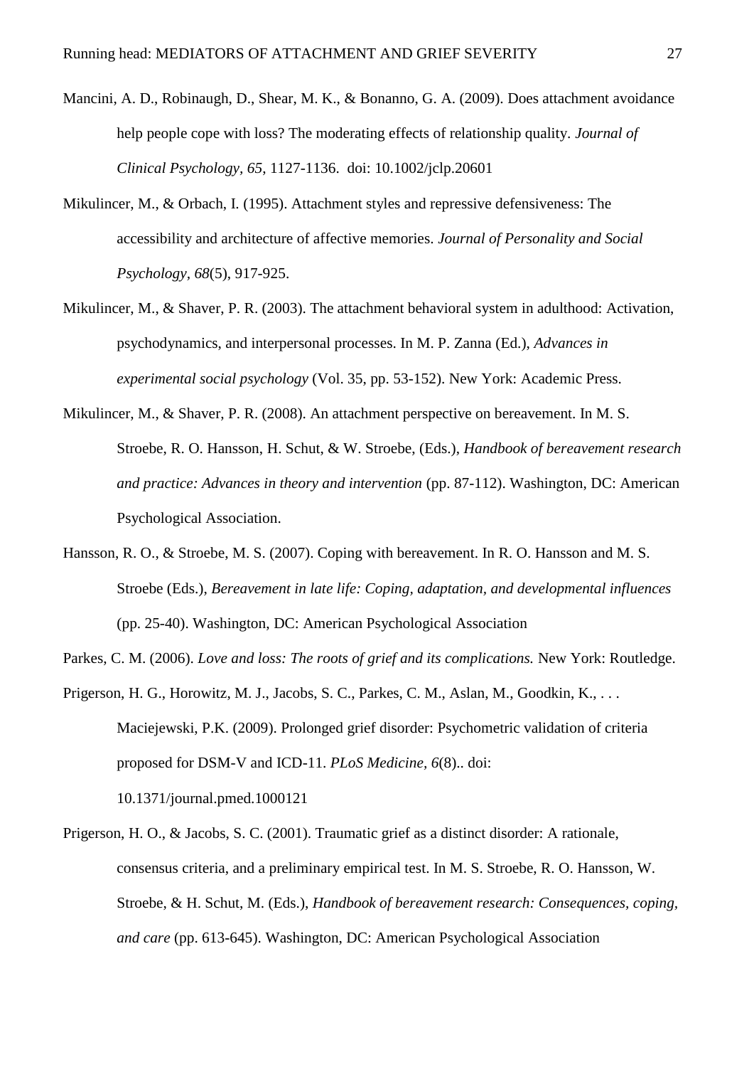Mancini, A. D., Robinaugh, D., Shear, M. K., & Bonanno, G. A. (2009). Does attachment avoidance help people cope with loss? The moderating effects of relationship quality. *Journal of Clinical Psychology, 65*, 1127-1136. doi: 10.1002/jclp.20601

Mikulincer, M., & Orbach, I. (1995). Attachment styles and repressive defensiveness: The accessibility and architecture of affective memories. *Journal of Personality and Social Psychology, 68*(5), 917-925.

Mikulincer, M., & Shaver, P. R. (2003). The attachment behavioral system in adulthood: Activation, psychodynamics, and interpersonal processes. In M. P. Zanna (Ed.), *Advances in experimental social psychology* (Vol. 35, pp. 53-152). New York: Academic Press.

Mikulincer, M., & Shaver, P. R. (2008). An attachment perspective on bereavement. In M. S. Stroebe, R. O. Hansson, H. Schut, & W. Stroebe, (Eds.), *Handbook of bereavement research and practice: Advances in theory and intervention* (pp. 87-112). Washington, DC: American Psychological Association.

Hansson, R. O., & Stroebe, M. S. (2007). Coping with bereavement. In R. O. Hansson and M. S. Stroebe (Eds.), *Bereavement in late life: Coping, adaptation, and developmental influences* (pp. 25-40). Washington, DC: American Psychological Association

Parkes, C. M. (2006). *Love and loss: The roots of grief and its complications.* New York: Routledge.

Prigerson, H. G., Horowitz, M. J., Jacobs, S. C., Parkes, C. M., Aslan, M., Goodkin, K., . . . Maciejewski, P.K. (2009). Prolonged grief disorder: Psychometric validation of criteria proposed for DSM-V and ICD-11. *PLoS Medicine, 6*(8).. doi: 10.1371/journal.pmed.1000121

Prigerson, H. O., & Jacobs, S. C. (2001). Traumatic grief as a distinct disorder: A rationale, consensus criteria, and a preliminary empirical test. In M. S. Stroebe, R. O. Hansson, W. Stroebe, & H. Schut, M. (Eds.), *Handbook of bereavement research: Consequences, coping, and care* (pp. 613-645). Washington, DC: American Psychological Association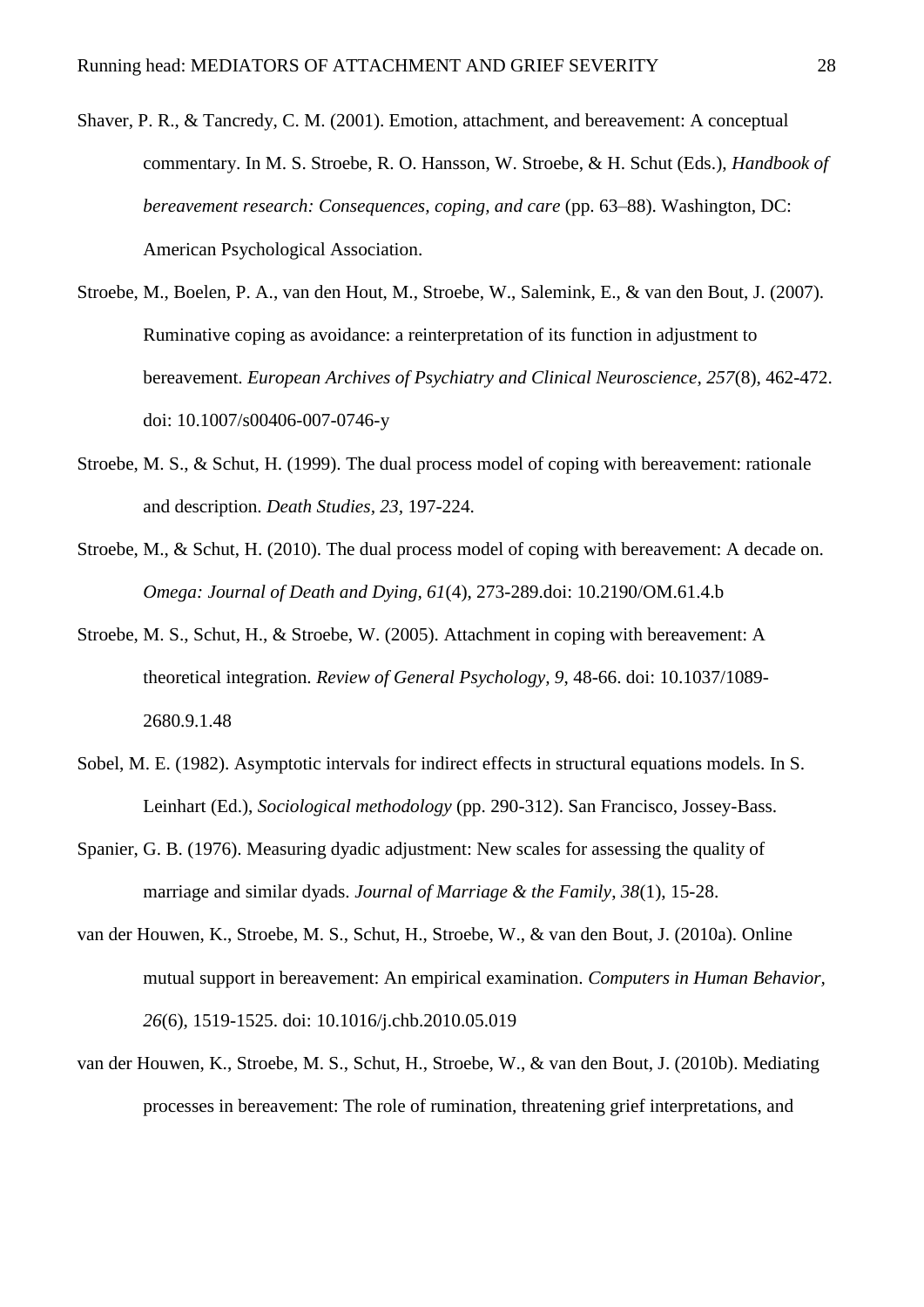Shaver, P. R., & Tancredy, C. M. (2001). Emotion, attachment, and bereavement: A conceptual commentary. In M. S. Stroebe, R. O. Hansson, W. Stroebe, & H. Schut (Eds.), *Handbook of bereavement research: Consequences, coping, and care* (pp. 63–88). Washington, DC: American Psychological Association.

Stroebe, M., Boelen, P. A., van den Hout, M., Stroebe, W., Salemink, E., & van den Bout, J. (2007). Ruminative coping as avoidance: a reinterpretation of its function in adjustment to bereavement. *European Archives of Psychiatry and Clinical Neuroscience, 257*(8), 462-472. doi: 10.1007/s00406-007-0746-y

Stroebe, M. S., & Schut, H. (1999). The dual process model of coping with bereavement: rationale and description. *Death Studies, 23*, 197-224.

Stroebe, M., & Schut, H. (2010). The dual process model of coping with bereavement: A decade on. *Omega: Journal of Death and Dying, 61*(4), 273-289.doi: 10.2190/OM.61.4.b

Stroebe, M. S., Schut, H., & Stroebe, W. (2005). Attachment in coping with bereavement: A theoretical integration. *Review of General Psychology, 9*, 48-66. doi: 10.1037/1089-2680.9.1.48

Sobel, M. E. (1982). Asymptotic intervals for indirect effects in structural equations models. In S. Leinhart (Ed.), *Sociological methodology* (pp. 290-312). San Francisco, Jossey-Bass.

Spanier, G. B. (1976). Measuring dyadic adjustment: New scales for assessing the quality of marriage and similar dyads. *Journal of Marriage & the Family, 38*(1), 15-28.

van der Houwen, K., Stroebe, M. S., Schut, H., Stroebe, W., & van den Bout, J. (2010a). Online mutual support in bereavement: An empirical examination. *Computers in Human Behavior, 26*(6), 1519-1525. doi: 10.1016/j.chb.2010.05.019

van der Houwen, K., Stroebe, M. S., Schut, H., Stroebe, W., & van den Bout, J. (2010b). Mediating processes in bereavement: The role of rumination, threatening grief interpretations, and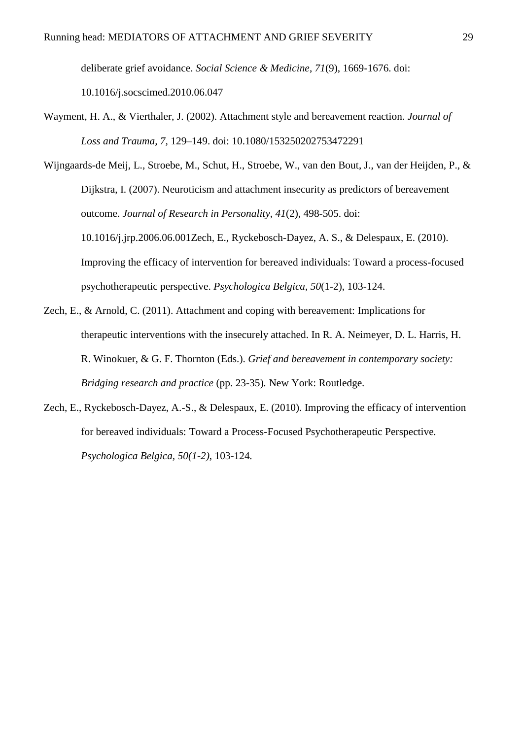deliberate grief avoidance. *Social Science & Medicine, 71*(9), 1669-1676. doi: 10.1016/j.socscimed.2010.06.047

Wayment, H. A., & Vierthaler, J. (2002). Attachment style and bereavement reaction. *Journal of Loss and Trauma, 7*, 129–149. doi: 10.1080/153250202753472291

Wijngaards-de Meij, L., Stroebe, M., Schut, H., Stroebe, W., van den Bout, J., van der Heijden, P., & Dijkstra, I. (2007). Neuroticism and attachment insecurity as predictors of bereavement outcome. *Journal of Research in Personality, 41*(2), 498-505. doi: 10.1016/j.jrp.2006.06.001Zech, E., Ryckebosch-Dayez, A. S., & Delespaux, E. (2010). Improving the efficacy of intervention for bereaved individuals: Toward a process-focused psychotherapeutic perspective. *Psychologica Belgica, 50*(1-2), 103-124.

Zech, E., & Arnold, C. (2011). Attachment and coping with bereavement: Implications for therapeutic interventions with the insecurely attached. In R. A. Neimeyer, D. L. Harris, H. R. Winokuer, & G. F. Thornton (Eds.). *Grief and bereavement in contemporary society: Bridging research and practice* (pp. 23-35). New York: Routledge.

Zech, E., Ryckebosch-Dayez, A.-S., & Delespaux, E. (2010). Improving the efficacy of intervention for bereaved individuals: Toward a Process-Focused Psychotherapeutic Perspective. *Psychologica Belgica, 50(1-2)*, 103-124.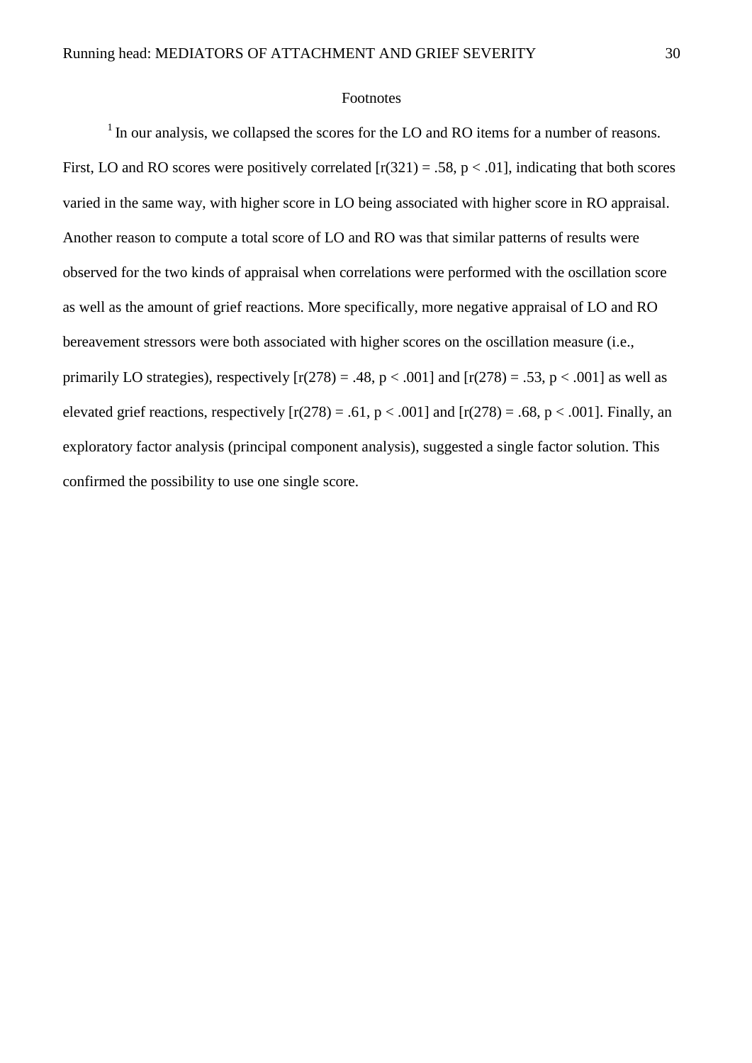# Footnotes

[1] In our analysis, we collapsed the scores for the LO and RO items for a number of reasons. First, LO and RO scores were positively correlated [$r(321) = .58$, $p < .01$], indicating that both scores varied in the same way, with higher score in LO being associated with higher score in RO appraisal. Another reason to compute a total score of LO and RO was that similar patterns of results were observed for the two kinds of appraisal when correlations were performed with the oscillation score as well as the amount of grief reactions. More specifically, more negative appraisal of LO and RO bereavement stressors were both associated with higher scores on the oscillation measure (i.e., primarily LO strategies), respectively [$r(278) = .48$, $p < .001$] and [$r(278) = .53$, $p < .001$] as well as elevated grief reactions, respectively [$r(278) = .61$, $p < .001$] and [$r(278) = .68$, $p < .001$]. Finally, an exploratory factor analysis (principal component analysis), suggested a single factor solution. This confirmed the possibility to use one single score.